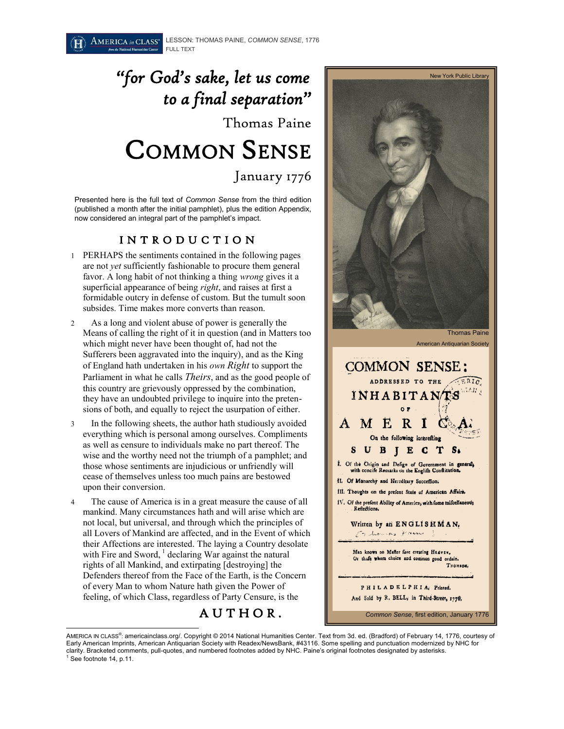# "for God's sake, let us come to a final separation"

Thomas Paine

# COMMON SENSE

January 1776

Presented here is the full text of *Common Sense* from the third edition (published a month after the initial pamphlet), plus the edition Appendix, now considered an integral part of the pamphlet's impact.

## INTRODUCTION

1 PERHAPS the sentiments contained in the following pages are not *yet* sufficiently fashionable to procure them general favor. A long habit of not thinking a thing *wrong* gives it a superficial appearance of being *right*, and raises at first a formidable outcry in defense of custom. But the tumult soon subsides. Time makes more converts than reason.

2 As a long and violent abuse of power is generally the Means of calling the right of it in question (and in Matters too which might never have been thought of, had not the Sufferers been aggravated into the inquiry), and as the King of England hath undertaken in his *own Right* to support the Parliament in what he calls *Theirs*, and as the good people of this country are grievously oppressed by the combination, they have an undoubted privilege to inquire into the pretensions of both, and equally to reject the usurpation of either.

3 In the following sheets, the author hath studiously avoided everything which is personal among ourselves. Compliments as well as censure to individuals make no part thereof. The wise and the worthy need not the triumph of a pamphlet; and those whose sentiments are injudicious or unfriendly will cease of themselves unless too much pains are bestowed upon their conversion.

4 The cause of America is in a great measure the cause of all mankind. Many circumstances hath and will arise which are not local, but universal, and through which the principles of all Lovers of Mankind are affected, and in the Event of which their Affections are interested. The laying a Country desolate with Fire and Sword,[1] declaring War against the natural rights of all Mankind, and extirpating [destroying] the Defenders thereof from the Face of the Earth, is the Concern of every Man to whom Nature hath given the Power of feeling, of which Class, regardless of Party Censure, is the

AUTHOR.

New York Public Library

Thomas Paine

American Antiquarian Society

COMMON SENSE; ADDRESSED TO THE INHABITANTS OF AMERICA, On the following interesting SUBJECTS.

I. Of the Origin and Design of Government in general, with concise Remarks on the English Constitution.

II. Of Monarchy and Hereditary Succession.

III. Thoughts on the present State of American Affairs.

IV. Of the present Ability of America, with some miscellaneous Reflections.

Written by an ENGLISHMAN.

Man knows no Master save creating HEAVEN,
Or those whom choice and common good ordain.
THOMSON.

PHILADELPHIA; Printed.
And Sold by R. BELL, in Third-Street, 1776.

*Common Sense*, first edition, January 1776

---

AMERICA IN CLASS®: americainclass.org/. Copyright © 2014 National Humanities Center. Text from 3d. ed. (Bradford) of February 14, 1776, courtesy of Early American Imprints, American Antiquarian Society with Readex/NewsBank, #43116. Some spelling and punctuation modernized by NHC for clarity. Bracketed comments, pull-quotes, and numbered footnotes added by NHC. Paine's original footnotes designated by asterisks.

[1] See footnote 14, p.11.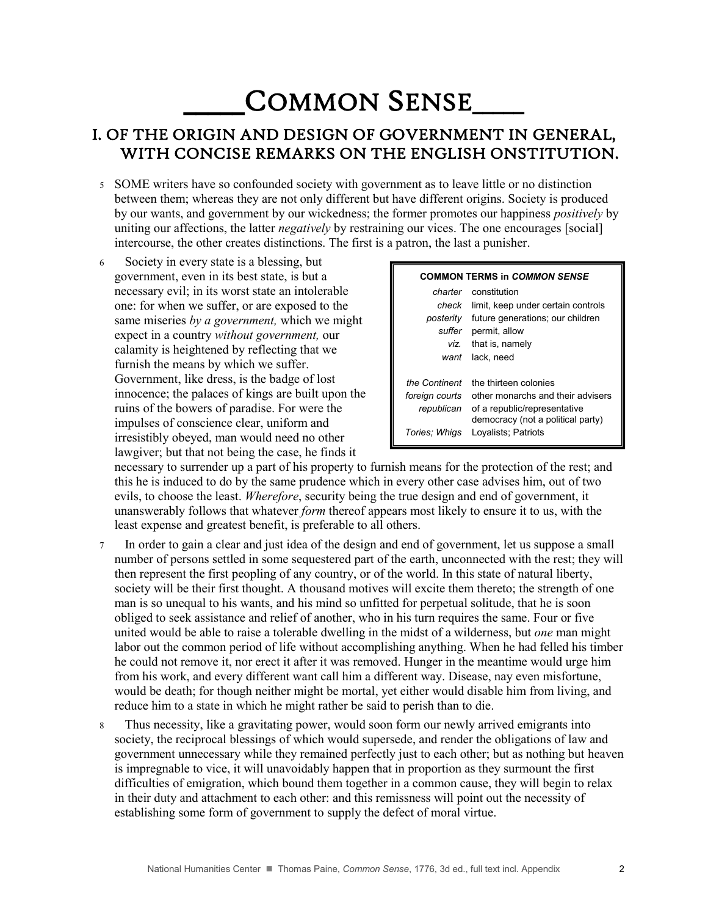# \_\_\_\_Common Sense\_\_\_\_

## I. OF THE ORIGIN AND DESIGN OF GOVERNMENT IN GENERAL, WITH CONCISE REMARKS ON THE ENGLISH ONSTITUTION.

5 SOME writers have so confounded society with government as to leave little or no distinction between them; whereas they are not only different but have different origins. Society is produced by our wants, and government by our wickedness; the former promotes our happiness *positively* by uniting our affections, the latter *negatively* by restraining our vices. The one encourages [social] intercourse, the other creates distinctions. The first is a patron, the last a punisher.

6 Society in every state is a blessing, but government, even in its best state, is but a necessary evil; in its worst state an intolerable one: for when we suffer, or are exposed to the same miseries *by a government,* which we might expect in a country *without government,* our calamity is heightened by reflecting that we furnish the means by which we suffer. Government, like dress, is the badge of lost innocence; the palaces of kings are built upon the ruins of the bowers of paradise. For were the impulses of conscience clear, uniform and irresistibly obeyed, man would need no other lawgiver; but that not being the case, he finds it necessary to surrender up a part of his property to furnish means for the protection of the rest; and this he is induced to do by the same prudence which in every other case advises him, out of two evils, to choose the least. *Wherefore*, security being the true design and end of government, it unanswerably follows that whatever *form* thereof appears most likely to ensure it to us, with the least expense and greatest benefit, is preferable to all others.

| COMMON TERMS in *COMMON SENSE* | |
|---|---|
| *charter* | constitution |
| *check* | limit, keep under certain controls |
| *posterity* | future generations; our children |
| *suffer* | permit, allow |
| *viz.* | that is, namely |
| *want* | lack, need |
| *the Continent* | the thirteen colonies |
| *foreign courts* | other monarchs and their advisers |
| *republican* | of a republic/representative democracy (not a political party) |
| *Tories; Whigs* | Loyalists; Patriots |

7 In order to gain a clear and just idea of the design and end of government, let us suppose a small number of persons settled in some sequestered part of the earth, unconnected with the rest; they will then represent the first peopling of any country, or of the world. In this state of natural liberty, society will be their first thought. A thousand motives will excite them thereto; the strength of one man is so unequal to his wants, and his mind so unfitted for perpetual solitude, that he is soon obliged to seek assistance and relief of another, who in his turn requires the same. Four or five united would be able to raise a tolerable dwelling in the midst of a wilderness, but *one* man might labor out the common period of life without accomplishing anything. When he had felled his timber he could not remove it, nor erect it after it was removed. Hunger in the meantime would urge him from his work, and every different want call him a different way. Disease, nay even misfortune, would be death; for though neither might be mortal, yet either would disable him from living, and reduce him to a state in which he might rather be said to perish than to die.

8 Thus necessity, like a gravitating power, would soon form our newly arrived emigrants into society, the reciprocal blessings of which would supersede, and render the obligations of law and government unnecessary while they remained perfectly just to each other; but as nothing but heaven is impregnable to vice, it will unavoidably happen that in proportion as they surmount the first difficulties of emigration, which bound them together in a common cause, they will begin to relax in their duty and attachment to each other: and this remissness will point out the necessity of establishing some form of government to supply the defect of moral virtue.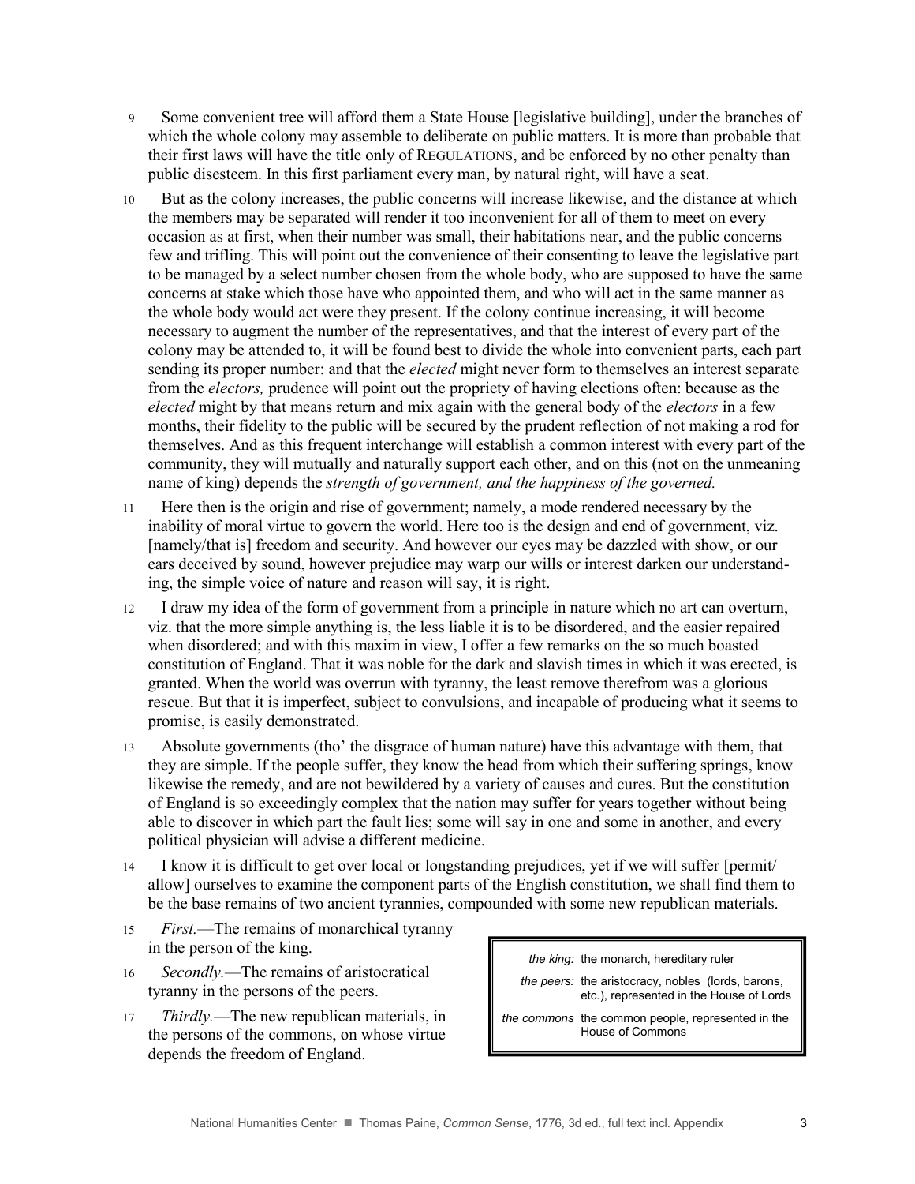9 Some convenient tree will afford them a State House [legislative building], under the branches of which the whole colony may assemble to deliberate on public matters. It is more than probable that their first laws will have the title only of REGULATIONS, and be enforced by no other penalty than public disesteem. In this first parliament every man, by natural right, will have a seat.

10 But as the colony increases, the public concerns will increase likewise, and the distance at which the members may be separated will render it too inconvenient for all of them to meet on every occasion as at first, when their number was small, their habitations near, and the public concerns few and trifling. This will point out the convenience of their consenting to leave the legislative part to be managed by a select number chosen from the whole body, who are supposed to have the same concerns at stake which those have who appointed them, and who will act in the same manner as the whole body would act were they present. If the colony continue increasing, it will become necessary to augment the number of the representatives, and that the interest of every part of the colony may be attended to, it will be found best to divide the whole into convenient parts, each part sending its proper number: and that the *elected* might never form to themselves an interest separate from the *electors,* prudence will point out the propriety of having elections often: because as the *elected* might by that means return and mix again with the general body of the *electors* in a few months, their fidelity to the public will be secured by the prudent reflection of not making a rod for themselves. And as this frequent interchange will establish a common interest with every part of the community, they will mutually and naturally support each other, and on this (not on the unmeaning name of king) depends the *strength of government, and the happiness of the governed.*

11 Here then is the origin and rise of government; namely, a mode rendered necessary by the inability of moral virtue to govern the world. Here too is the design and end of government, viz. [namely/that is] freedom and security. And however our eyes may be dazzled with show, or our ears deceived by sound, however prejudice may warp our wills or interest darken our understanding, the simple voice of nature and reason will say, it is right.

12 I draw my idea of the form of government from a principle in nature which no art can overturn, viz. that the more simple anything is, the less liable it is to be disordered, and the easier repaired when disordered; and with this maxim in view, I offer a few remarks on the so much boasted constitution of England. That it was noble for the dark and slavish times in which it was erected, is granted. When the world was overrun with tyranny, the least remove therefrom was a glorious rescue. But that it is imperfect, subject to convulsions, and incapable of producing what it seems to promise, is easily demonstrated.

13 Absolute governments (tho' the disgrace of human nature) have this advantage with them, that they are simple. If the people suffer, they know the head from which their suffering springs, know likewise the remedy, and are not bewildered by a variety of causes and cures. But the constitution of England is so exceedingly complex that the nation may suffer for years together without being able to discover in which part the fault lies; some will say in one and some in another, and every political physician will advise a different medicine.

14 I know it is difficult to get over local or longstanding prejudices, yet if we will suffer [permit/allow] ourselves to examine the component parts of the English constitution, we shall find them to be the base remains of two ancient tyrannies, compounded with some new republican materials.

15 *First.*—The remains of monarchical tyranny in the person of the king.

16 *Secondly.*—The remains of aristocratical tyranny in the persons of the peers.

17 *Thirdly.*—The new republican materials, in the persons of the commons, on whose virtue depends the freedom of England.

| | |
|---|---|
| *the king:* | the monarch, hereditary ruler |
| *the peers:* | the aristocracy, nobles (lords, barons, etc.), represented in the House of Lords |
| *the commons* | the common people, represented in the House of Commons |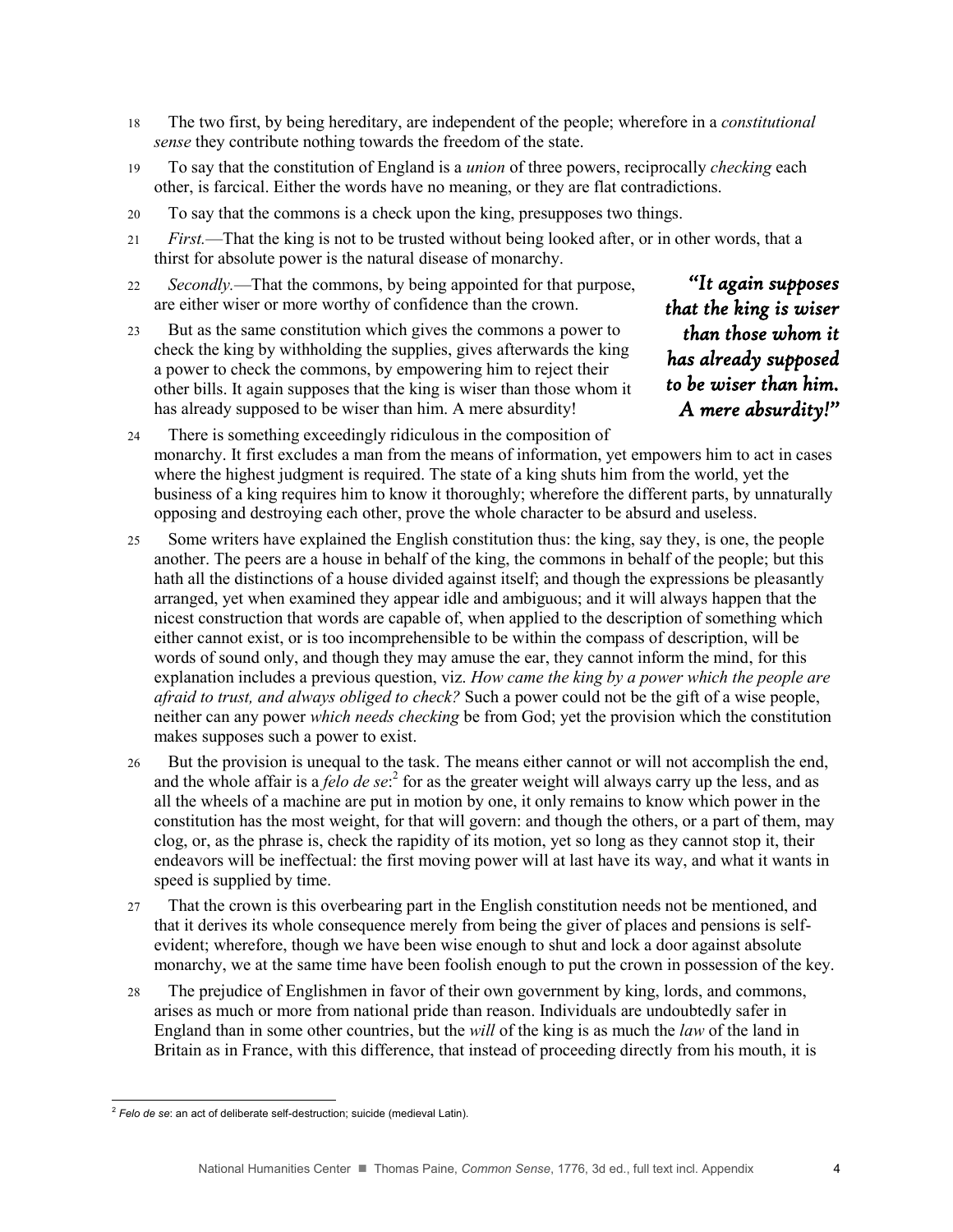18 The two first, by being hereditary, are independent of the people; wherefore in a *constitutional sense* they contribute nothing towards the freedom of the state.

19 To say that the constitution of England is a *union* of three powers, reciprocally *checking* each other, is farcical. Either the words have no meaning, or they are flat contradictions.

20 To say that the commons is a check upon the king, presupposes two things.

21 *First.*—That the king is not to be trusted without being looked after, or in other words, that a thirst for absolute power is the natural disease of monarchy.

22 *Secondly.*—That the commons, by being appointed for that purpose, are either wiser or more worthy of confidence than the crown.

23 But as the same constitution which gives the commons a power to check the king by withholding the supplies, gives afterwards the king a power to check the commons, by empowering him to reject their other bills. It again supposes that the king is wiser than those whom it has already supposed to be wiser than him. A mere absurdity!

> ***"It again supposes that the king is wiser than those whom it has already supposed to be wiser than him. A mere absurdity!"***

24 There is something exceedingly ridiculous in the composition of monarchy. It first excludes a man from the means of information, yet empowers him to act in cases where the highest judgment is required. The state of a king shuts him from the world, yet the business of a king requires him to know it thoroughly; wherefore the different parts, by unnaturally opposing and destroying each other, prove the whole character to be absurd and useless.

25 Some writers have explained the English constitution thus: the king, say they, is one, the people another. The peers are a house in behalf of the king, the commons in behalf of the people; but this hath all the distinctions of a house divided against itself; and though the expressions be pleasantly arranged, yet when examined they appear idle and ambiguous; and it will always happen that the nicest construction that words are capable of, when applied to the description of something which either cannot exist, or is too incomprehensible to be within the compass of description, will be words of sound only, and though they may amuse the ear, they cannot inform the mind, for this explanation includes a previous question, viz. *How came the king by a power which the people are afraid to trust, and always obliged to check?* Such a power could not be the gift of a wise people, neither can any power *which needs checking* be from God; yet the provision which the constitution makes supposes such a power to exist.

26 But the provision is unequal to the task. The means either cannot or will not accomplish the end, and the whole affair is a *felo de se*:[2] for as the greater weight will always carry up the less, and as all the wheels of a machine are put in motion by one, it only remains to know which power in the constitution has the most weight, for that will govern: and though the others, or a part of them, may clog, or, as the phrase is, check the rapidity of its motion, yet so long as they cannot stop it, their endeavors will be ineffectual: the first moving power will at last have its way, and what it wants in speed is supplied by time.

27 That the crown is this overbearing part in the English constitution needs not be mentioned, and that it derives its whole consequence merely from being the giver of places and pensions is self-evident; wherefore, though we have been wise enough to shut and lock a door against absolute monarchy, we at the same time have been foolish enough to put the crown in possession of the key.

28 The prejudice of Englishmen in favor of their own government by king, lords, and commons, arises as much or more from national pride than reason. Individuals are undoubtedly safer in England than in some other countries, but the *will* of the king is as much the *law* of the land in Britain as in France, with this difference, that instead of proceeding directly from his mouth, it is

---

[2] *Felo de se*: an act of deliberate self-destruction; suicide (medieval Latin).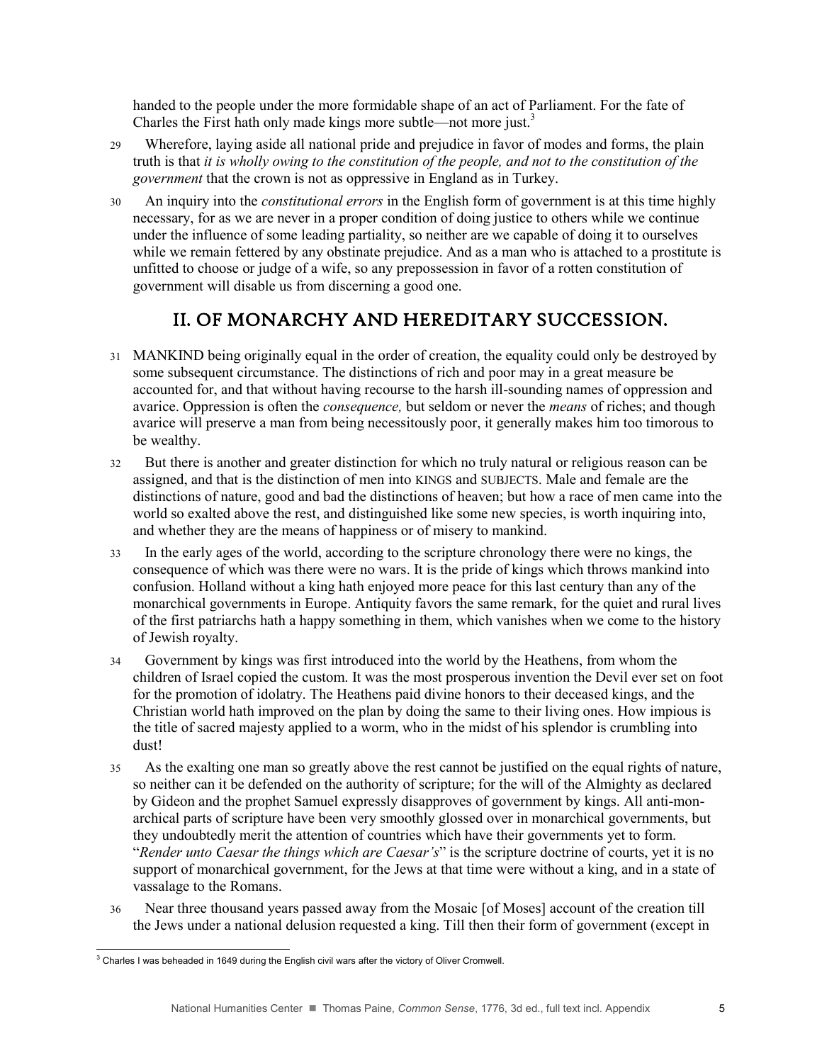handed to the people under the more formidable shape of an act of Parliament. For the fate of Charles the First hath only made kings more subtle—not more just.[3]

29 Wherefore, laying aside all national pride and prejudice in favor of modes and forms, the plain truth is that *it is wholly owing to the constitution of the people, and not to the constitution of the government* that the crown is not as oppressive in England as in Turkey.

30 An inquiry into the *constitutional errors* in the English form of government is at this time highly necessary, for as we are never in a proper condition of doing justice to others while we continue under the influence of some leading partiality, so neither are we capable of doing it to ourselves while we remain fettered by any obstinate prejudice. And as a man who is attached to a prostitute is unfitted to choose or judge of a wife, so any prepossession in favor of a rotten constitution of government will disable us from discerning a good one.

## II. OF MONARCHY AND HEREDITARY SUCCESSION.

31 MANKIND being originally equal in the order of creation, the equality could only be destroyed by some subsequent circumstance. The distinctions of rich and poor may in a great measure be accounted for, and that without having recourse to the harsh ill-sounding names of oppression and avarice. Oppression is often the *consequence,* but seldom or never the *means* of riches; and though avarice will preserve a man from being necessitously poor, it generally makes him too timorous to be wealthy.

32 But there is another and greater distinction for which no truly natural or religious reason can be assigned, and that is the distinction of men into KINGS and SUBJECTS. Male and female are the distinctions of nature, good and bad the distinctions of heaven; but how a race of men came into the world so exalted above the rest, and distinguished like some new species, is worth inquiring into, and whether they are the means of happiness or of misery to mankind.

33 In the early ages of the world, according to the scripture chronology there were no kings, the consequence of which was there were no wars. It is the pride of kings which throws mankind into confusion. Holland without a king hath enjoyed more peace for this last century than any of the monarchical governments in Europe. Antiquity favors the same remark, for the quiet and rural lives of the first patriarchs hath a happy something in them, which vanishes when we come to the history of Jewish royalty.

34 Government by kings was first introduced into the world by the Heathens, from whom the children of Israel copied the custom. It was the most prosperous invention the Devil ever set on foot for the promotion of idolatry. The Heathens paid divine honors to their deceased kings, and the Christian world hath improved on the plan by doing the same to their living ones. How impious is the title of sacred majesty applied to a worm, who in the midst of his splendor is crumbling into dust!

35 As the exalting one man so greatly above the rest cannot be justified on the equal rights of nature, so neither can it be defended on the authority of scripture; for the will of the Almighty as declared by Gideon and the prophet Samuel expressly disapproves of government by kings. All anti-monarchical parts of scripture have been very smoothly glossed over in monarchical governments, but they undoubtedly merit the attention of countries which have their governments yet to form. "*Render unto Caesar the things which are Caesar's*" is the scripture doctrine of courts, yet it is no support of monarchical government, for the Jews at that time were without a king, and in a state of vassalage to the Romans.

36 Near three thousand years passed away from the Mosaic [of Moses] account of the creation till the Jews under a national delusion requested a king. Till then their form of government (except in

---

[3] Charles I was beheaded in 1649 during the English civil wars after the victory of Oliver Cromwell.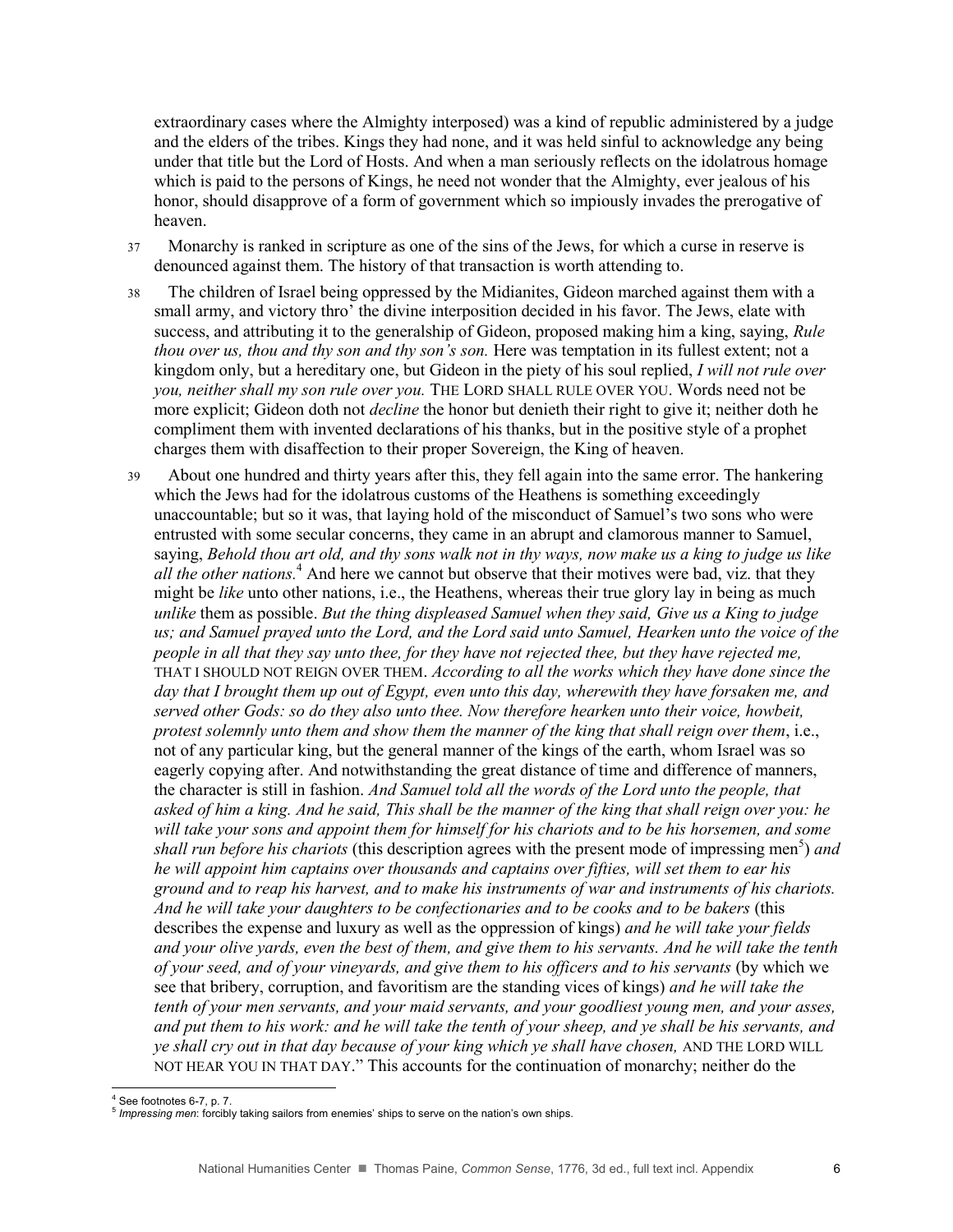extraordinary cases where the Almighty interposed) was a kind of republic administered by a judge and the elders of the tribes. Kings they had none, and it was held sinful to acknowledge any being under that title but the Lord of Hosts. And when a man seriously reflects on the idolatrous homage which is paid to the persons of Kings, he need not wonder that the Almighty, ever jealous of his honor, should disapprove of a form of government which so impiously invades the prerogative of heaven.

37 Monarchy is ranked in scripture as one of the sins of the Jews, for which a curse in reserve is denounced against them. The history of that transaction is worth attending to.

38 The children of Israel being oppressed by the Midianites, Gideon marched against them with a small army, and victory thro' the divine interposition decided in his favor. The Jews, elate with success, and attributing it to the generalship of Gideon, proposed making him a king, saying, *Rule thou over us, thou and thy son and thy son's son.* Here was temptation in its fullest extent; not a kingdom only, but a hereditary one, but Gideon in the piety of his soul replied, *I will not rule over you, neither shall my son rule over you.* THE LORD SHALL RULE OVER YOU. Words need not be more explicit; Gideon doth not *decline* the honor but denieth their right to give it; neither doth he compliment them with invented declarations of his thanks, but in the positive style of a prophet charges them with disaffection to their proper Sovereign, the King of heaven.

39 About one hundred and thirty years after this, they fell again into the same error. The hankering which the Jews had for the idolatrous customs of the Heathens is something exceedingly unaccountable; but so it was, that laying hold of the misconduct of Samuel's two sons who were entrusted with some secular concerns, they came in an abrupt and clamorous manner to Samuel, saying, *Behold thou art old, and thy sons walk not in thy ways, now make us a king to judge us like all the other nations.*[4] And here we cannot but observe that their motives were bad, viz. that they might be *like* unto other nations, i.e., the Heathens, whereas their true glory lay in being as much *unlike* them as possible. *But the thing displeased Samuel when they said, Give us a King to judge us; and Samuel prayed unto the Lord, and the Lord said unto Samuel, Hearken unto the voice of the people in all that they say unto thee, for they have not rejected thee, but they have rejected me,* THAT I SHOULD NOT REIGN OVER THEM. *According to all the works which they have done since the day that I brought them up out of Egypt, even unto this day, wherewith they have forsaken me, and served other Gods: so do they also unto thee. Now therefore hearken unto their voice, howbeit, protest solemnly unto them and show them the manner of the king that shall reign over them*, i.e., not of any particular king, but the general manner of the kings of the earth, whom Israel was so eagerly copying after. And notwithstanding the great distance of time and difference of manners, the character is still in fashion. *And Samuel told all the words of the Lord unto the people, that asked of him a king. And he said, This shall be the manner of the king that shall reign over you: he will take your sons and appoint them for himself for his chariots and to be his horsemen, and some shall run before his chariots* (this description agrees with the present mode of impressing men[5]) *and he will appoint him captains over thousands and captains over fifties, will set them to ear his ground and to reap his harvest, and to make his instruments of war and instruments of his chariots. And he will take your daughters to be confectionaries and to be cooks and to be bakers* (this describes the expense and luxury as well as the oppression of kings) *and he will take your fields and your olive yards, even the best of them, and give them to his servants. And he will take the tenth of your seed, and of your vineyards, and give them to his officers and to his servants* (by which we see that bribery, corruption, and favoritism are the standing vices of kings) *and he will take the tenth of your men servants, and your maid servants, and your goodliest young men, and your asses, and put them to his work: and he will take the tenth of your sheep, and ye shall be his servants, and ye shall cry out in that day because of your king which ye shall have chosen,* AND THE LORD WILL NOT HEAR YOU IN THAT DAY." This accounts for the continuation of monarchy; neither do the

[4] See footnotes 6-7, p. 7.

[5] *Impressing men*: forcibly taking sailors from enemies' ships to serve on the nation's own ships.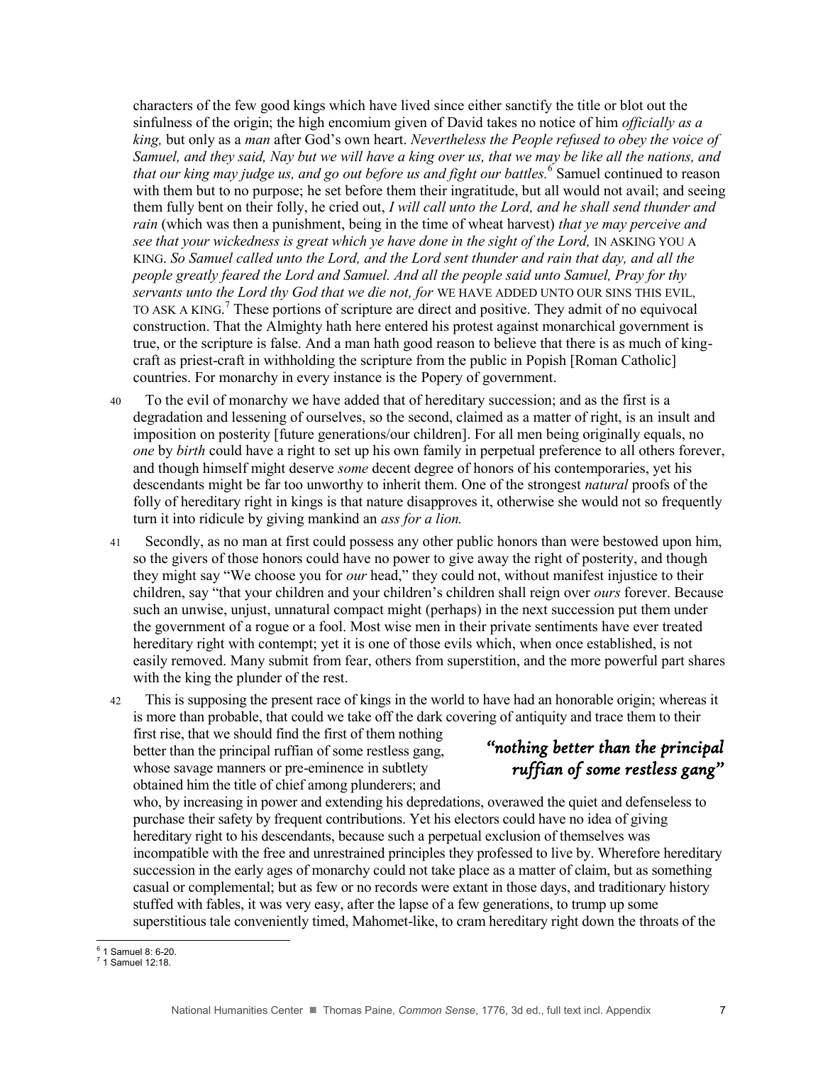characters of the few good kings which have lived since either sanctify the title or blot out the sinfulness of the origin; the high encomium given of David takes no notice of him *officially as a king,* but only as a *man* after God's own heart. *Nevertheless the People refused to obey the voice of Samuel, and they said, Nay but we will have a king over us, that we may be like all the nations, and that our king may judge us, and go out before us and fight our battles.*[6] Samuel continued to reason with them but to no purpose; he set before them their ingratitude, but all would not avail; and seeing them fully bent on their folly, he cried out, *I will call unto the Lord, and he shall send thunder and rain* (which was then a punishment, being in the time of wheat harvest) *that ye may perceive and see that your wickedness is great which ye have done in the sight of the Lord,* IN ASKING YOU A KING. *So Samuel called unto the Lord, and the Lord sent thunder and rain that day, and all the people greatly feared the Lord and Samuel. And all the people said unto Samuel, Pray for thy servants unto the Lord thy God that we die not, for* WE HAVE ADDED UNTO OUR SINS THIS EVIL, TO ASK A KING.[7] These portions of scripture are direct and positive. They admit of no equivocal construction. That the Almighty hath here entered his protest against monarchical government is true, or the scripture is false. And a man hath good reason to believe that there is as much of king-craft as priest-craft in withholding the scripture from the public in Popish [Roman Catholic] countries. For monarchy in every instance is the Popery of government.

40 To the evil of monarchy we have added that of hereditary succession; and as the first is a degradation and lessening of ourselves, so the second, claimed as a matter of right, is an insult and imposition on posterity [future generations/our children]. For all men being originally equals, no *one* by *birth* could have a right to set up his own family in perpetual preference to all others forever, and though himself might deserve *some* decent degree of honors of his contemporaries, yet his descendants might be far too unworthy to inherit them. One of the strongest *natural* proofs of the folly of hereditary right in kings is that nature disapproves it, otherwise she would not so frequently turn it into ridicule by giving mankind an *ass for a lion.*

41 Secondly, as no man at first could possess any other public honors than were bestowed upon him, so the givers of those honors could have no power to give away the right of posterity, and though they might say "We choose you for *our* head," they could not, without manifest injustice to their children, say "that your children and your children's children shall reign over *ours* forever. Because such an unwise, unjust, unnatural compact might (perhaps) in the next succession put them under the government of a rogue or a fool. Most wise men in their private sentiments have ever treated hereditary right with contempt; yet it is one of those evils which, when once established, is not easily removed. Many submit from fear, others from superstition, and the more powerful part shares with the king the plunder of the rest.

42 This is supposing the present race of kings in the world to have had an honorable origin; whereas it is more than probable, that could we take off the dark covering of antiquity and trace them to their first rise, that we should find the first of them nothing better than the principal ruffian of some restless gang, whose savage manners or pre-eminence in subtlety obtained him the title of chief among plunderers; and who, by increasing in power and extending his depredations, overawed the quiet and defenseless to purchase their safety by frequent contributions. Yet his electors could have no idea of giving hereditary right to his descendants, because such a perpetual exclusion of themselves was incompatible with the free and unrestrained principles they professed to live by. Wherefore hereditary succession in the early ages of monarchy could not take place as a matter of claim, but as something casual or complemental; but as few or no records were extant in those days, and traditionary history stuffed with fables, it was very easy, after the lapse of a few generations, to trump up some superstitious tale conveniently timed, Mahomet-like, to cram hereditary right down the throats of the

*"nothing better than the principal ruffian of some restless gang"*

[6] 1 Samuel 8: 6-20.
[7] 1 Samuel 12:18.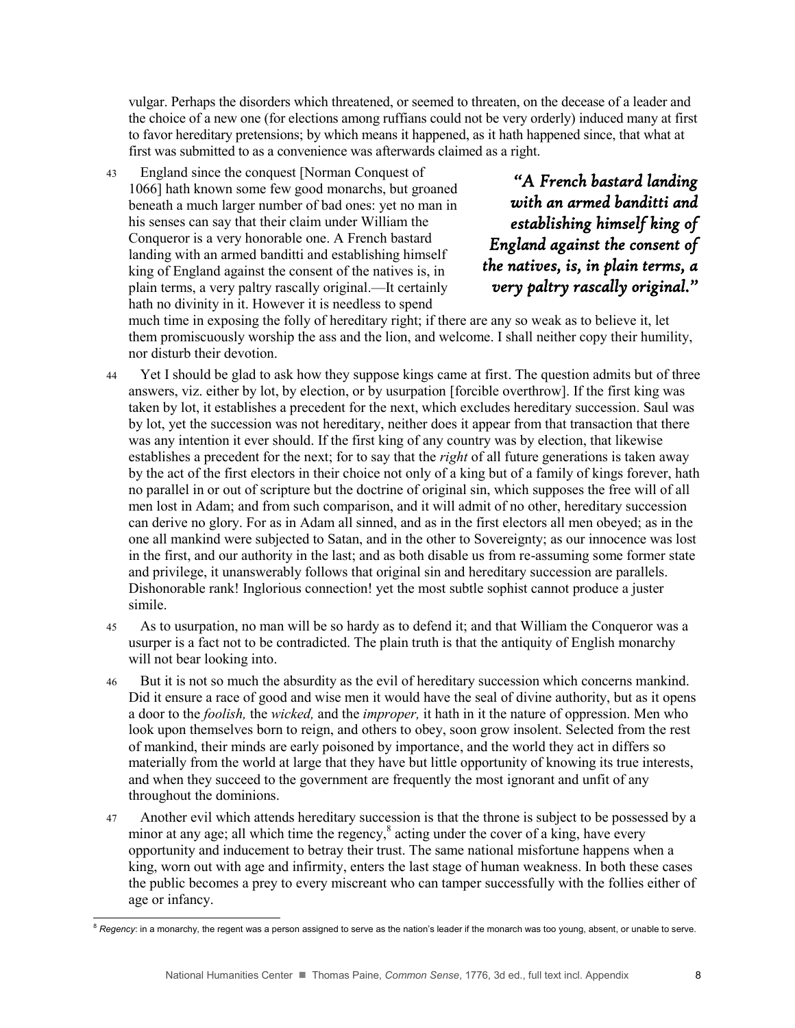vulgar. Perhaps the disorders which threatened, or seemed to threaten, on the decease of a leader and the choice of a new one (for elections among ruffians could not be very orderly) induced many at first to favor hereditary pretensions; by which means it happened, as it hath happened since, that what at first was submitted to as a convenience was afterwards claimed as a right.

43 England since the conquest [Norman Conquest of 1066] hath known some few good monarchs, but groaned beneath a much larger number of bad ones: yet no man in his senses can say that their claim under William the Conqueror is a very honorable one. A French bastard landing with an armed banditti and establishing himself king of England against the consent of the natives is, in plain terms, a very paltry rascally original.—It certainly hath no divinity in it. However it is needless to spend much time in exposing the folly of hereditary right; if there are any so weak as to believe it, let them promiscuously worship the ass and the lion, and welcome. I shall neither copy their humility, nor disturb their devotion.

> *"A French bastard landing with an armed banditti and establishing himself king of England against the consent of the natives, is, in plain terms, a very paltry rascally original."*

44 Yet I should be glad to ask how they suppose kings came at first. The question admits but of three answers, viz. either by lot, by election, or by usurpation [forcible overthrow]. If the first king was taken by lot, it establishes a precedent for the next, which excludes hereditary succession. Saul was by lot, yet the succession was not hereditary, neither does it appear from that transaction that there was any intention it ever should. If the first king of any country was by election, that likewise establishes a precedent for the next; for to say that the *right* of all future generations is taken away by the act of the first electors in their choice not only of a king but of a family of kings forever, hath no parallel in or out of scripture but the doctrine of original sin, which supposes the free will of all men lost in Adam; and from such comparison, and it will admit of no other, hereditary succession can derive no glory. For as in Adam all sinned, and as in the first electors all men obeyed; as in the one all mankind were subjected to Satan, and in the other to Sovereignty; as our innocence was lost in the first, and our authority in the last; and as both disable us from re-assuming some former state and privilege, it unanswerably follows that original sin and hereditary succession are parallels. Dishonorable rank! Inglorious connection! yet the most subtle sophist cannot produce a juster simile.

45 As to usurpation, no man will be so hardy as to defend it; and that William the Conqueror was a usurper is a fact not to be contradicted. The plain truth is that the antiquity of English monarchy will not bear looking into.

46 But it is not so much the absurdity as the evil of hereditary succession which concerns mankind. Did it ensure a race of good and wise men it would have the seal of divine authority, but as it opens a door to the *foolish,* the *wicked,* and the *improper,* it hath in it the nature of oppression. Men who look upon themselves born to reign, and others to obey, soon grow insolent. Selected from the rest of mankind, their minds are early poisoned by importance, and the world they act in differs so materially from the world at large that they have but little opportunity of knowing its true interests, and when they succeed to the government are frequently the most ignorant and unfit of any throughout the dominions.

47 Another evil which attends hereditary succession is that the throne is subject to be possessed by a minor at any age; all which time the regency,[8] acting under the cover of a king, have every opportunity and inducement to betray their trust. The same national misfortune happens when a king, worn out with age and infirmity, enters the last stage of human weakness. In both these cases the public becomes a prey to every miscreant who can tamper successfully with the follies either of age or infancy.

[8] *Regency*: in a monarchy, the regent was a person assigned to serve as the nation's leader if the monarch was too young, absent, or unable to serve.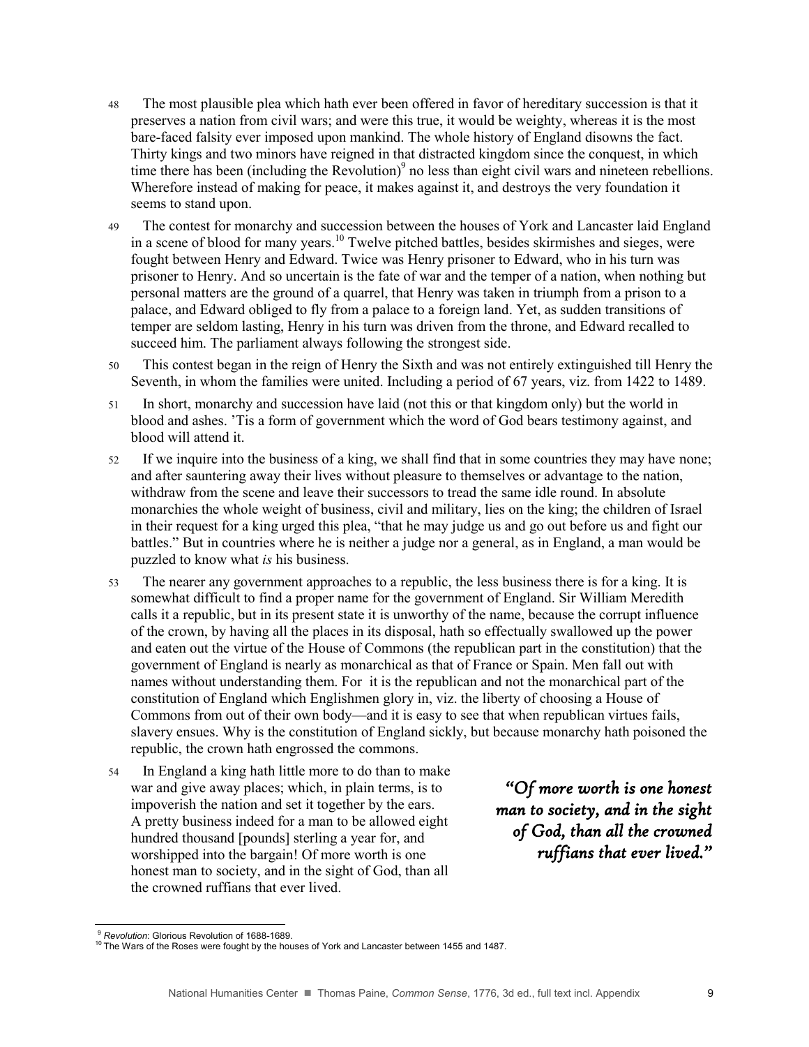48 The most plausible plea which hath ever been offered in favor of hereditary succession is that it preserves a nation from civil wars; and were this true, it would be weighty, whereas it is the most bare-faced falsity ever imposed upon mankind. The whole history of England disowns the fact. Thirty kings and two minors have reigned in that distracted kingdom since the conquest, in which time there has been (including the Revolution)[9] no less than eight civil wars and nineteen rebellions. Wherefore instead of making for peace, it makes against it, and destroys the very foundation it seems to stand upon.

49 The contest for monarchy and succession between the houses of York and Lancaster laid England in a scene of blood for many years.[10] Twelve pitched battles, besides skirmishes and sieges, were fought between Henry and Edward. Twice was Henry prisoner to Edward, who in his turn was prisoner to Henry. And so uncertain is the fate of war and the temper of a nation, when nothing but personal matters are the ground of a quarrel, that Henry was taken in triumph from a prison to a palace, and Edward obliged to fly from a palace to a foreign land. Yet, as sudden transitions of temper are seldom lasting, Henry in his turn was driven from the throne, and Edward recalled to succeed him. The parliament always following the strongest side.

50 This contest began in the reign of Henry the Sixth and was not entirely extinguished till Henry the Seventh, in whom the families were united. Including a period of 67 years, viz. from 1422 to 1489.

51 In short, monarchy and succession have laid (not this or that kingdom only) but the world in blood and ashes. 'Tis a form of government which the word of God bears testimony against, and blood will attend it.

52 If we inquire into the business of a king, we shall find that in some countries they may have none; and after sauntering away their lives without pleasure to themselves or advantage to the nation, withdraw from the scene and leave their successors to tread the same idle round. In absolute monarchies the whole weight of business, civil and military, lies on the king; the children of Israel in their request for a king urged this plea, "that he may judge us and go out before us and fight our battles." But in countries where he is neither a judge nor a general, as in England, a man would be puzzled to know what *is* his business.

53 The nearer any government approaches to a republic, the less business there is for a king. It is somewhat difficult to find a proper name for the government of England. Sir William Meredith calls it a republic, but in its present state it is unworthy of the name, because the corrupt influence of the crown, by having all the places in its disposal, hath so effectually swallowed up the power and eaten out the virtue of the House of Commons (the republican part in the constitution) that the government of England is nearly as monarchical as that of France or Spain. Men fall out with names without understanding them. For it is the republican and not the monarchical part of the constitution of England which Englishmen glory in, viz. the liberty of choosing a House of Commons from out of their own body—and it is easy to see that when republican virtues fails, slavery ensues. Why is the constitution of England sickly, but because monarchy hath poisoned the republic, the crown hath engrossed the commons.

54 In England a king hath little more to do than to make war and give away places; which, in plain terms, is to impoverish the nation and set it together by the ears. A pretty business indeed for a man to be allowed eight hundred thousand [pounds] sterling a year for, and worshipped into the bargain! Of more worth is one honest man to society, and in the sight of God, than all the crowned ruffians that ever lived.

> ***"Of more worth is one honest man to society, and in the sight of God, than all the crowned ruffians that ever lived."***

---

[9] *Revolution*: Glorious Revolution of 1688-1689.

[10] The Wars of the Roses were fought by the houses of York and Lancaster between 1455 and 1487.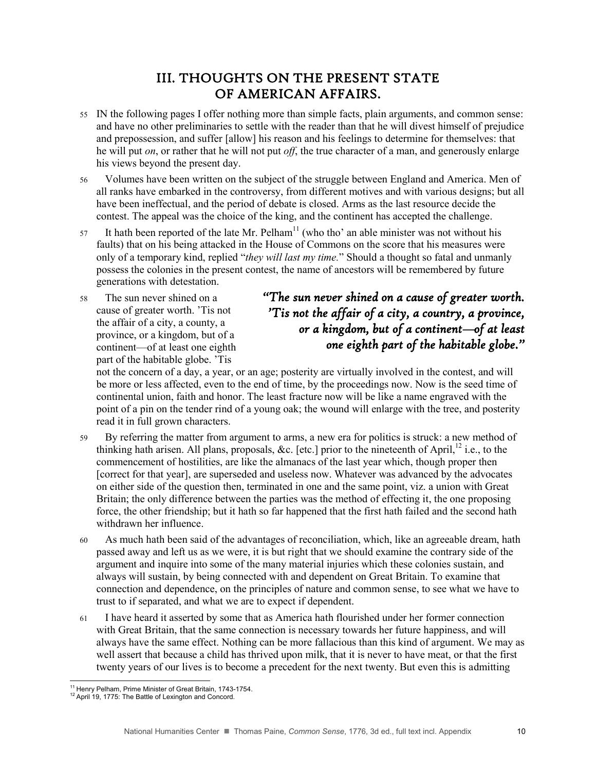## III. THOUGHTS ON THE PRESENT STATE OF AMERICAN AFFAIRS.

55 IN the following pages I offer nothing more than simple facts, plain arguments, and common sense: and have no other preliminaries to settle with the reader than that he will divest himself of prejudice and prepossession, and suffer [allow] his reason and his feelings to determine for themselves: that he will put *on*, or rather that he will not put *off*, the true character of a man, and generously enlarge his views beyond the present day.

56 Volumes have been written on the subject of the struggle between England and America. Men of all ranks have embarked in the controversy, from different motives and with various designs; but all have been ineffectual, and the period of debate is closed. Arms as the last resource decide the contest. The appeal was the choice of the king, and the continent has accepted the challenge.

57 It hath been reported of the late Mr. Pelham[11] (who tho' an able minister was not without his faults) that on his being attacked in the House of Commons on the score that his measures were only of a temporary kind, replied "*they will last my time.*" Should a thought so fatal and unmanly possess the colonies in the present contest, the name of ancestors will be remembered by future generations with detestation.

58 The sun never shined on a cause of greater worth. 'Tis not the affair of a city, a county, a province, or a kingdom, but of a continent—of at least one eighth part of the habitable globe. 'Tis not the concern of a day, a year, or an age; posterity are virtually involved in the contest, and will be more or less affected, even to the end of time, by the proceedings now. Now is the seed time of continental union, faith and honor. The least fracture now will be like a name engraved with the point of a pin on the tender rind of a young oak; the wound will enlarge with the tree, and posterity read it in full grown characters.

> ***"The sun never shined on a cause of greater worth. 'Tis not the affair of a city, a country, a province, or a kingdom, but of a continent—of at least one eighth part of the habitable globe."***

59 By referring the matter from argument to arms, a new era for politics is struck: a new method of thinking hath arisen. All plans, proposals, &c. [etc.] prior to the nineteenth of April,[12] i.e., to the commencement of hostilities, are like the almanacs of the last year which, though proper then [correct for that year], are superseded and useless now. Whatever was advanced by the advocates on either side of the question then, terminated in one and the same point, viz. a union with Great Britain; the only difference between the parties was the method of effecting it, the one proposing force, the other friendship; but it hath so far happened that the first hath failed and the second hath withdrawn her influence.

60 As much hath been said of the advantages of reconciliation, which, like an agreeable dream, hath passed away and left us as we were, it is but right that we should examine the contrary side of the argument and inquire into some of the many material injuries which these colonies sustain, and always will sustain, by being connected with and dependent on Great Britain. To examine that connection and dependence, on the principles of nature and common sense, to see what we have to trust to if separated, and what we are to expect if dependent.

61 I have heard it asserted by some that as America hath flourished under her former connection with Great Britain, that the same connection is necessary towards her future happiness, and will always have the same effect. Nothing can be more fallacious than this kind of argument. We may as well assert that because a child has thrived upon milk, that it is never to have meat, or that the first twenty years of our lives is to become a precedent for the next twenty. But even this is admitting

---

[11] Henry Pelham, Prime Minister of Great Britain, 1743-1754.

[12] April 19, 1775: The Battle of Lexington and Concord.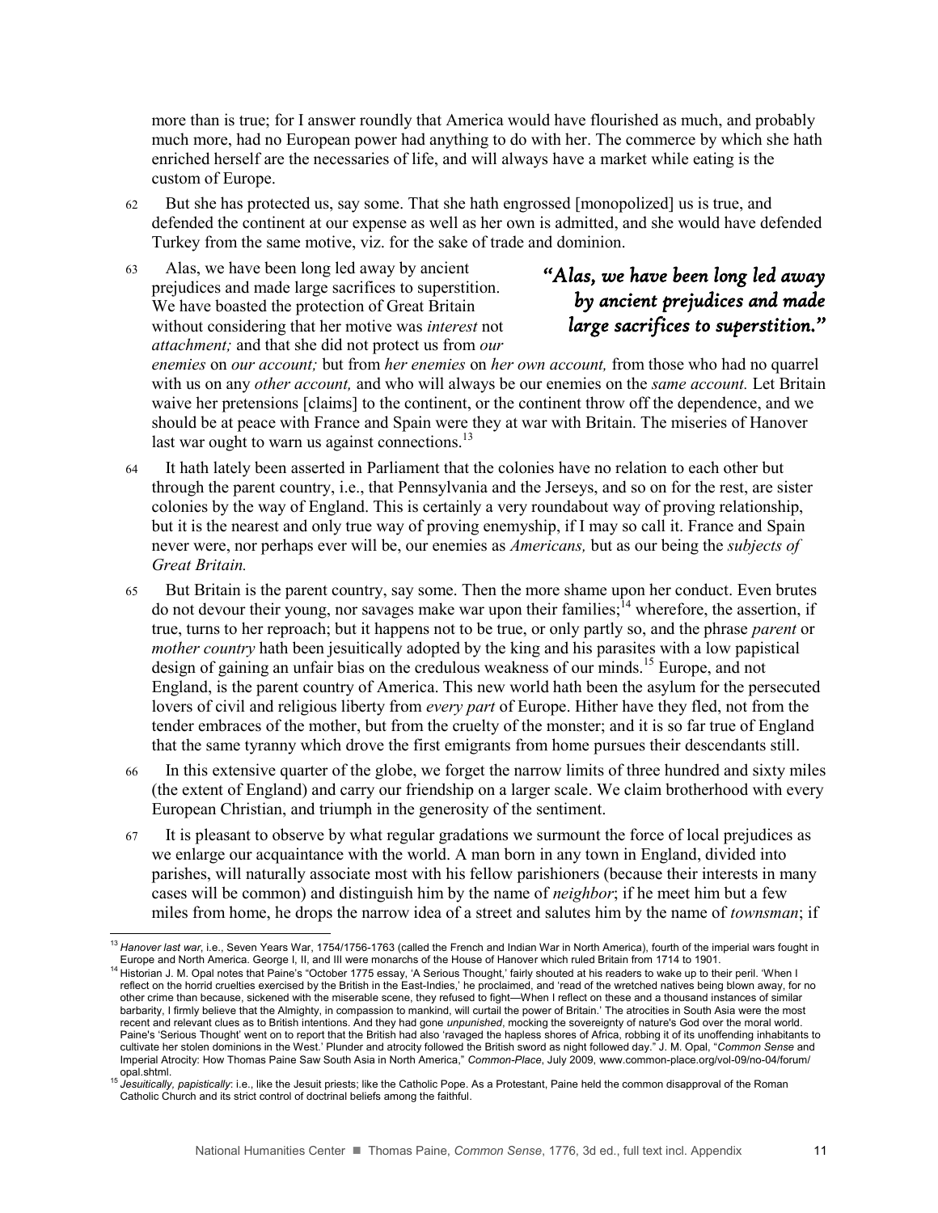more than is true; for I answer roundly that America would have flourished as much, and probably much more, had no European power had anything to do with her. The commerce by which she hath enriched herself are the necessaries of life, and will always have a market while eating is the custom of Europe.

62 But she has protected us, say some. That she hath engrossed [monopolized] us is true, and defended the continent at our expense as well as her own is admitted, and she would have defended Turkey from the same motive, viz. for the sake of trade and dominion.

63 Alas, we have been long led away by ancient prejudices and made large sacrifices to superstition. We have boasted the protection of Great Britain without considering that her motive was *interest* not *attachment;* and that she did not protect us from *our enemies* on *our account;* but from *her enemies* on *her own account,* from those who had no quarrel with us on any *other account,* and who will always be our enemies on the *same account.* Let Britain waive her pretensions [claims] to the continent, or the continent throw off the dependence, and we should be at peace with France and Spain were they at war with Britain. The miseries of Hanover last war ought to warn us against connections.[13]

> *"Alas, we have been long led away by ancient prejudices and made large sacrifices to superstition."*

64 It hath lately been asserted in Parliament that the colonies have no relation to each other but through the parent country, i.e., that Pennsylvania and the Jerseys, and so on for the rest, are sister colonies by the way of England. This is certainly a very roundabout way of proving relationship, but it is the nearest and only true way of proving enemyship, if I may so call it. France and Spain never were, nor perhaps ever will be, our enemies as *Americans,* but as our being the *subjects of Great Britain.*

65 But Britain is the parent country, say some. Then the more shame upon her conduct. Even brutes do not devour their young, nor savages make war upon their families;[14] wherefore, the assertion, if true, turns to her reproach; but it happens not to be true, or only partly so, and the phrase *parent* or *mother country* hath been jesuitically adopted by the king and his parasites with a low papistical design of gaining an unfair bias on the credulous weakness of our minds.[15] Europe, and not England, is the parent country of America. This new world hath been the asylum for the persecuted lovers of civil and religious liberty from *every part* of Europe. Hither have they fled, not from the tender embraces of the mother, but from the cruelty of the monster; and it is so far true of England that the same tyranny which drove the first emigrants from home pursues their descendants still.

66 In this extensive quarter of the globe, we forget the narrow limits of three hundred and sixty miles (the extent of England) and carry our friendship on a larger scale. We claim brotherhood with every European Christian, and triumph in the generosity of the sentiment.

67 It is pleasant to observe by what regular gradations we surmount the force of local prejudices as we enlarge our acquaintance with the world. A man born in any town in England, divided into parishes, will naturally associate most with his fellow parishioners (because their interests in many cases will be common) and distinguish him by the name of *neighbor*; if he meet him but a few miles from home, he drops the narrow idea of a street and salutes him by the name of *townsman*; if

---

[13] *Hanover last war*, i.e., Seven Years War, 1754/1756-1763 (called the French and Indian War in North America), fourth of the imperial wars fought in Europe and North America. George I, II, and III were monarchs of the House of Hanover which ruled Britain from 1714 to 1901.

[14] Historian J. M. Opal notes that Paine's "October 1775 essay, 'A Serious Thought,' fairly shouted at his readers to wake up to their peril. 'When I reflect on the horrid cruelties exercised by the British in the East-Indies,' he proclaimed, and 'read of the wretched natives being blown away, for no other crime than because, sickened with the miserable scene, they refused to fight—When I reflect on these and a thousand instances of similar barbarity, I firmly believe that the Almighty, in compassion to mankind, will curtail the power of Britain.' The atrocities in South Asia were the most recent and relevant clues as to British intentions. And they had gone *unpunished*, mocking the sovereignty of nature's God over the moral world. Paine's 'Serious Thought' went on to report that the British had also 'ravaged the hapless shores of Africa, robbing it of its unoffending inhabitants to cultivate her stolen dominions in the West.' Plunder and atrocity followed the British sword as night followed day." J. M. Opal, "*Common Sense* and Imperial Atrocity: How Thomas Paine Saw South Asia in North America," *Common-Place*, July 2009, www.common-place.org/vol-09/no-04/forum/opal.shtml.

[15] *Jesuitically, papistically*: i.e., like the Jesuit priests; like the Catholic Pope. As a Protestant, Paine held the common disapproval of the Roman Catholic Church and its strict control of doctrinal beliefs among the faithful.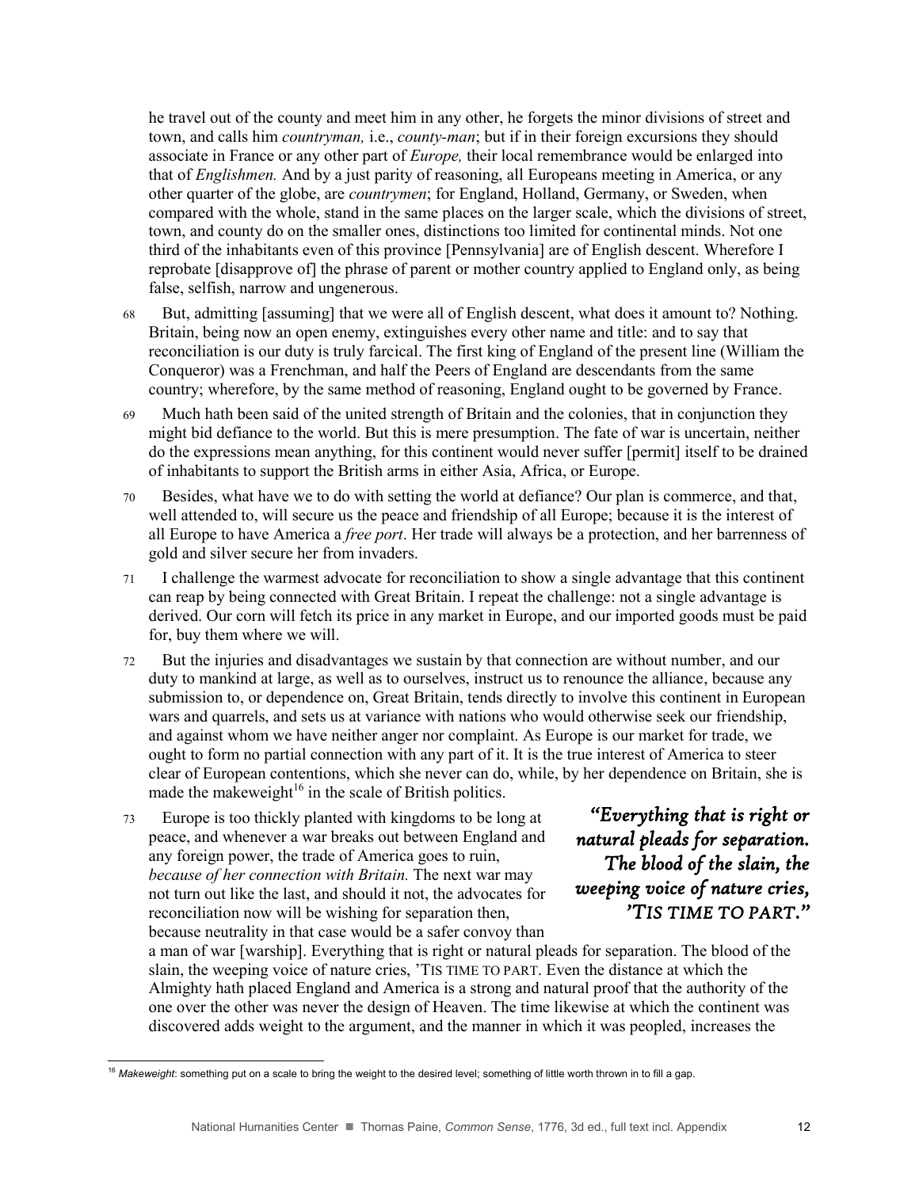he travel out of the county and meet him in any other, he forgets the minor divisions of street and town, and calls him *countryman,* i.e., *county-man*; but if in their foreign excursions they should associate in France or any other part of *Europe,* their local remembrance would be enlarged into that of *Englishmen.* And by a just parity of reasoning, all Europeans meeting in America, or any other quarter of the globe, are *countrymen*; for England, Holland, Germany, or Sweden, when compared with the whole, stand in the same places on the larger scale, which the divisions of street, town, and county do on the smaller ones, distinctions too limited for continental minds. Not one third of the inhabitants even of this province [Pennsylvania] are of English descent. Wherefore I reprobate [disapprove of] the phrase of parent or mother country applied to England only, as being false, selfish, narrow and ungenerous.

68 But, admitting [assuming] that we were all of English descent, what does it amount to? Nothing. Britain, being now an open enemy, extinguishes every other name and title: and to say that reconciliation is our duty is truly farcical. The first king of England of the present line (William the Conqueror) was a Frenchman, and half the Peers of England are descendants from the same country; wherefore, by the same method of reasoning, England ought to be governed by France.

69 Much hath been said of the united strength of Britain and the colonies, that in conjunction they might bid defiance to the world. But this is mere presumption. The fate of war is uncertain, neither do the expressions mean anything, for this continent would never suffer [permit] itself to be drained of inhabitants to support the British arms in either Asia, Africa, or Europe.

70 Besides, what have we to do with setting the world at defiance? Our plan is commerce, and that, well attended to, will secure us the peace and friendship of all Europe; because it is the interest of all Europe to have America a *free port*. Her trade will always be a protection, and her barrenness of gold and silver secure her from invaders.

71 I challenge the warmest advocate for reconciliation to show a single advantage that this continent can reap by being connected with Great Britain. I repeat the challenge: not a single advantage is derived. Our corn will fetch its price in any market in Europe, and our imported goods must be paid for, buy them where we will.

72 But the injuries and disadvantages we sustain by that connection are without number, and our duty to mankind at large, as well as to ourselves, instruct us to renounce the alliance, because any submission to, or dependence on, Great Britain, tends directly to involve this continent in European wars and quarrels, and sets us at variance with nations who would otherwise seek our friendship, and against whom we have neither anger nor complaint. As Europe is our market for trade, we ought to form no partial connection with any part of it. It is the true interest of America to steer clear of European contentions, which she never can do, while, by her dependence on Britain, she is made the makeweight[16] in the scale of British politics.

73 Europe is too thickly planted with kingdoms to be long at peace, and whenever a war breaks out between England and any foreign power, the trade of America goes to ruin, *because of her connection with Britain.* The next war may not turn out like the last, and should it not, the advocates for reconciliation now will be wishing for separation then, because neutrality in that case would be a safer convoy than a man of war [warship]. Everything that is right or natural pleads for separation. The blood of the slain, the weeping voice of nature cries, 'TIS TIME TO PART. Even the distance at which the Almighty hath placed England and America is a strong and natural proof that the authority of the one over the other was never the design of Heaven. The time likewise at which the continent was discovered adds weight to the argument, and the manner in which it was peopled, increases the

> ***"Everything that is right or natural pleads for separation. The blood of the slain, the weeping voice of nature cries, 'TIS TIME TO PART."***

[16] *Makeweight*: something put on a scale to bring the weight to the desired level; something of little worth thrown in to fill a gap.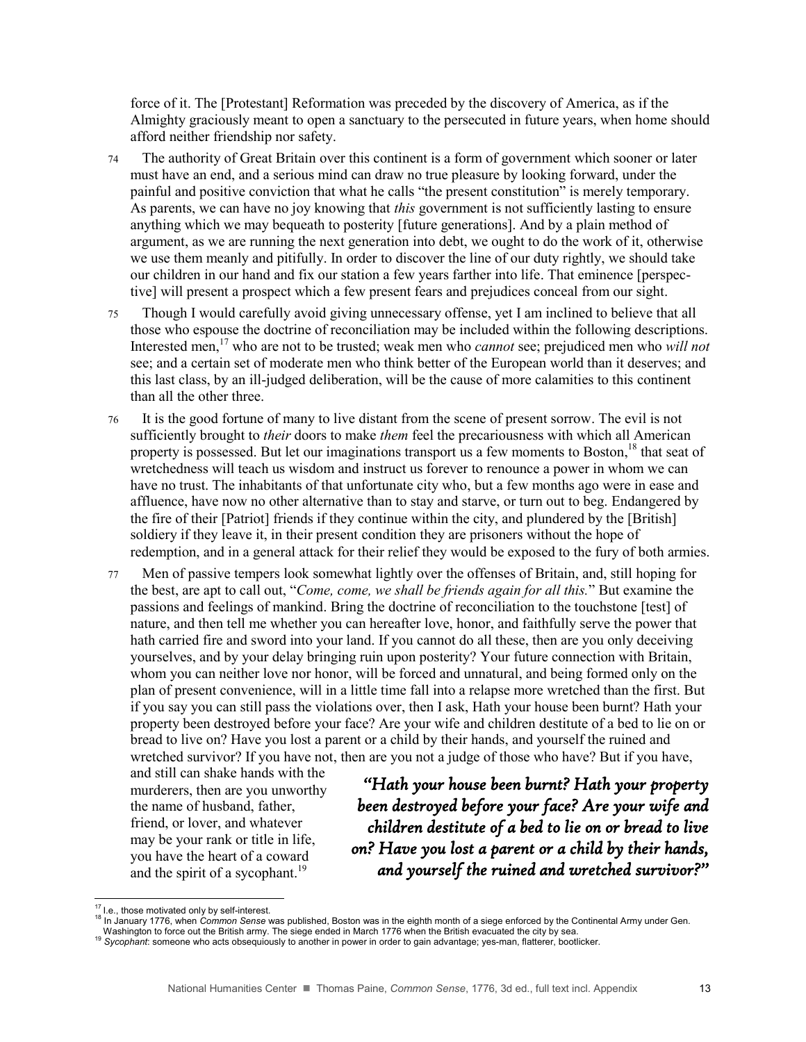force of it. The [Protestant] Reformation was preceded by the discovery of America, as if the Almighty graciously meant to open a sanctuary to the persecuted in future years, when home should afford neither friendship nor safety.

74 The authority of Great Britain over this continent is a form of government which sooner or later must have an end, and a serious mind can draw no true pleasure by looking forward, under the painful and positive conviction that what he calls "the present constitution" is merely temporary. As parents, we can have no joy knowing that *this* government is not sufficiently lasting to ensure anything which we may bequeath to posterity [future generations]. And by a plain method of argument, as we are running the next generation into debt, we ought to do the work of it, otherwise we use them meanly and pitifully. In order to discover the line of our duty rightly, we should take our children in our hand and fix our station a few years farther into life. That eminence [perspective] will present a prospect which a few present fears and prejudices conceal from our sight.

75 Though I would carefully avoid giving unnecessary offense, yet I am inclined to believe that all those who espouse the doctrine of reconciliation may be included within the following descriptions. Interested men,[17] who are not to be trusted; weak men who *cannot* see; prejudiced men who *will not* see; and a certain set of moderate men who think better of the European world than it deserves; and this last class, by an ill-judged deliberation, will be the cause of more calamities to this continent than all the other three.

76 It is the good fortune of many to live distant from the scene of present sorrow. The evil is not sufficiently brought to *their* doors to make *them* feel the precariousness with which all American property is possessed. But let our imaginations transport us a few moments to Boston,[18] that seat of wretchedness will teach us wisdom and instruct us forever to renounce a power in whom we can have no trust. The inhabitants of that unfortunate city who, but a few months ago were in ease and affluence, have now no other alternative than to stay and starve, or turn out to beg. Endangered by the fire of their [Patriot] friends if they continue within the city, and plundered by the [British] soldiery if they leave it, in their present condition they are prisoners without the hope of redemption, and in a general attack for their relief they would be exposed to the fury of both armies.

77 Men of passive tempers look somewhat lightly over the offenses of Britain, and, still hoping for the best, are apt to call out, "*Come, come, we shall be friends again for all this.*" But examine the passions and feelings of mankind. Bring the doctrine of reconciliation to the touchstone [test] of nature, and then tell me whether you can hereafter love, honor, and faithfully serve the power that hath carried fire and sword into your land. If you cannot do all these, then are you only deceiving yourselves, and by your delay bringing ruin upon posterity? Your future connection with Britain, whom you can neither love nor honor, will be forced and unnatural, and being formed only on the plan of present convenience, will in a little time fall into a relapse more wretched than the first. But if you say you can still pass the violations over, then I ask, Hath your house been burnt? Hath your property been destroyed before your face? Are your wife and children destitute of a bed to lie on or bread to live on? Have you lost a parent or a child by their hands, and yourself the ruined and wretched survivor? If you have not, then are you not a judge of those who have? But if you have, and still can shake hands with the murderers, then are you unworthy the name of husband, father, friend, or lover, and whatever may be your rank or title in life, you have the heart of a coward and the spirit of a sycophant.[19]

> *"Hath your house been burnt? Hath your property been destroyed before your face? Are your wife and children destitute of a bed to lie on or bread to live on? Have you lost a parent or a child by their hands, and yourself the ruined and wretched survivor?"*

---

[17] I.e., those motivated only by self-interest.

[18] In January 1776, when *Common Sense* was published, Boston was in the eighth month of a siege enforced by the Continental Army under Gen. Washington to force out the British army. The siege ended in March 1776 when the British evacuated the city by sea.

[19] *Sycophant*: someone who acts obsequiously to another in power in order to gain advantage; yes-man, flatterer, bootlicker.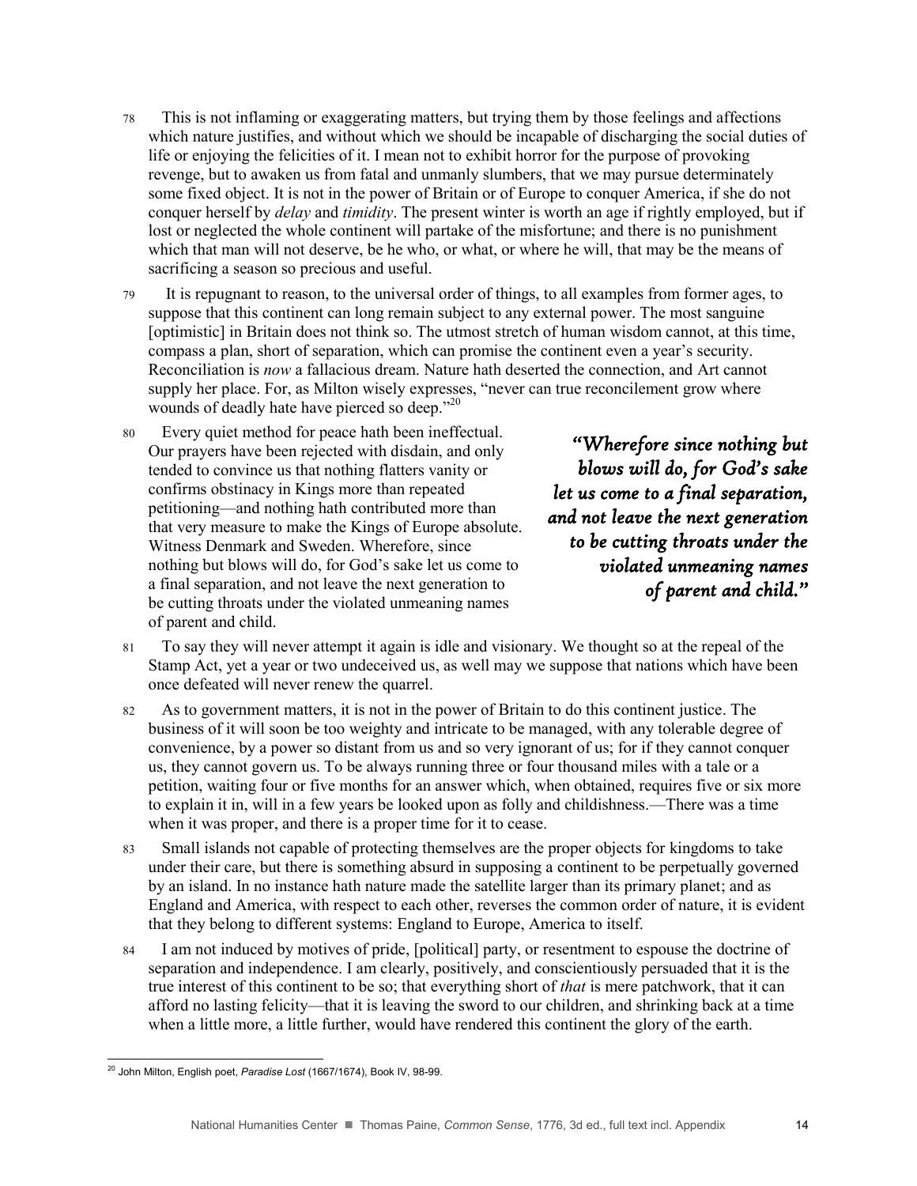78 This is not inflaming or exaggerating matters, but trying them by those feelings and affections which nature justifies, and without which we should be incapable of discharging the social duties of life or enjoying the felicities of it. I mean not to exhibit horror for the purpose of provoking revenge, but to awaken us from fatal and unmanly slumbers, that we may pursue determinately some fixed object. It is not in the power of Britain or of Europe to conquer America, if she do not conquer herself by *delay* and *timidity*. The present winter is worth an age if rightly employed, but if lost or neglected the whole continent will partake of the misfortune; and there is no punishment which that man will not deserve, be he who, or what, or where he will, that may be the means of sacrificing a season so precious and useful.

79 It is repugnant to reason, to the universal order of things, to all examples from former ages, to suppose that this continent can long remain subject to any external power. The most sanguine [optimistic] in Britain does not think so. The utmost stretch of human wisdom cannot, at this time, compass a plan, short of separation, which can promise the continent even a year's security. Reconciliation is *now* a fallacious dream. Nature hath deserted the connection, and Art cannot supply her place. For, as Milton wisely expresses, "never can true reconcilement grow where wounds of deadly hate have pierced so deep."[20]

80 Every quiet method for peace hath been ineffectual. Our prayers have been rejected with disdain, and only tended to convince us that nothing flatters vanity or confirms obstinacy in Kings more than repeated petitioning—and nothing hath contributed more than that very measure to make the Kings of Europe absolute. Witness Denmark and Sweden. Wherefore, since nothing but blows will do, for God's sake let us come to a final separation, and not leave the next generation to be cutting throats under the violated unmeaning names of parent and child.

> ***"Wherefore since nothing but blows will do, for God's sake let us come to a final separation, and not leave the next generation to be cutting throats under the violated unmeaning names of parent and child."***

81 To say they will never attempt it again is idle and visionary. We thought so at the repeal of the Stamp Act, yet a year or two undeceived us, as well may we suppose that nations which have been once defeated will never renew the quarrel.

82 As to government matters, it is not in the power of Britain to do this continent justice. The business of it will soon be too weighty and intricate to be managed, with any tolerable degree of convenience, by a power so distant from us and so very ignorant of us; for if they cannot conquer us, they cannot govern us. To be always running three or four thousand miles with a tale or a petition, waiting four or five months for an answer which, when obtained, requires five or six more to explain it in, will in a few years be looked upon as folly and childishness.—There was a time when it was proper, and there is a proper time for it to cease.

83 Small islands not capable of protecting themselves are the proper objects for kingdoms to take under their care, but there is something absurd in supposing a continent to be perpetually governed by an island. In no instance hath nature made the satellite larger than its primary planet; and as England and America, with respect to each other, reverses the common order of nature, it is evident that they belong to different systems: England to Europe, America to itself.

84 I am not induced by motives of pride, [political] party, or resentment to espouse the doctrine of separation and independence. I am clearly, positively, and conscientiously persuaded that it is the true interest of this continent to be so; that everything short of *that* is mere patchwork, that it can afford no lasting felicity—that it is leaving the sword to our children, and shrinking back at a time when a little more, a little further, would have rendered this continent the glory of the earth.

---

[20] John Milton, English poet, *Paradise Lost* (1667/1674), Book IV, 98-99.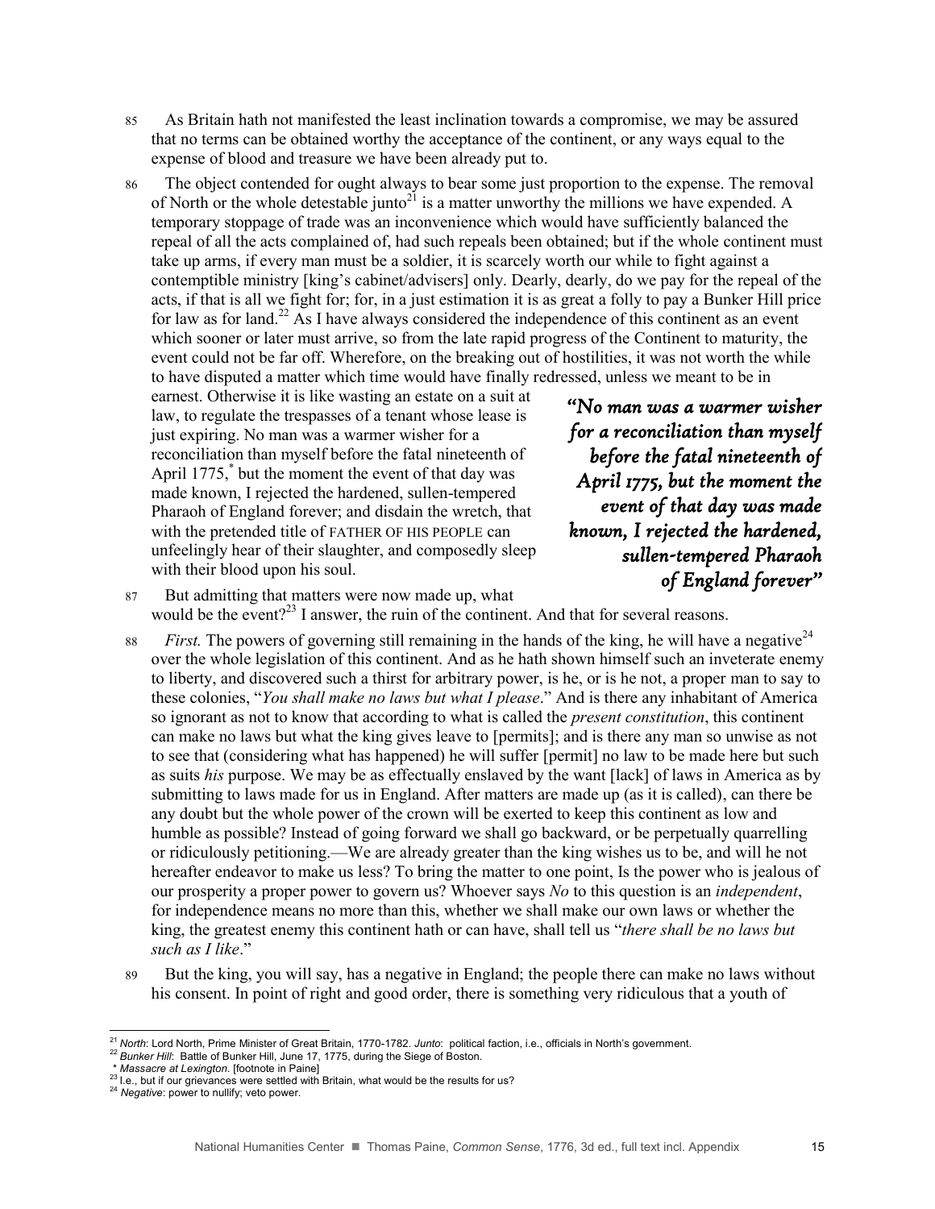85 As Britain hath not manifested the least inclination towards a compromise, we may be assured that no terms can be obtained worthy the acceptance of the continent, or any ways equal to the expense of blood and treasure we have been already put to.

86 The object contended for ought always to bear some just proportion to the expense. The removal of North or the whole detestable junto[21] is a matter unworthy the millions we have expended. A temporary stoppage of trade was an inconvenience which would have sufficiently balanced the repeal of all the acts complained of, had such repeals been obtained; but if the whole continent must take up arms, if every man must be a soldier, it is scarcely worth our while to fight against a contemptible ministry [king's cabinet/advisers] only. Dearly, dearly, do we pay for the repeal of the acts, if that is all we fight for; for, in a just estimation it is as great a folly to pay a Bunker Hill price for law as for land.[22] As I have always considered the independence of this continent as an event which sooner or later must arrive, so from the late rapid progress of the Continent to maturity, the event could not be far off. Wherefore, on the breaking out of hostilities, it was not worth the while to have disputed a matter which time would have finally redressed, unless we meant to be in earnest. Otherwise it is like wasting an estate on a suit at law, to regulate the trespasses of a tenant whose lease is just expiring. No man was a warmer wisher for a reconciliation than myself before the fatal nineteenth of April 1775,[*] but the moment the event of that day was made known, I rejected the hardened, sullen-tempered Pharaoh of England forever; and disdain the wretch, that with the pretended title of FATHER OF HIS PEOPLE can unfeelingly hear of their slaughter, and composedly sleep with their blood upon his soul.

> *"No man was a warmer wisher for a reconciliation than myself before the fatal nineteenth of April 1775, but the moment the event of that day was made known, I rejected the hardened, sullen-tempered Pharaoh of England forever"*

87 But admitting that matters were now made up, what would be the event?[23] I answer, the ruin of the continent. And that for several reasons.

88 *First.* The powers of governing still remaining in the hands of the king, he will have a negative[24] over the whole legislation of this continent. And as he hath shown himself such an inveterate enemy to liberty, and discovered such a thirst for arbitrary power, is he, or is he not, a proper man to say to these colonies, "*You shall make no laws but what I please*." And is there any inhabitant of America so ignorant as not to know that according to what is called the *present constitution*, this continent can make no laws but what the king gives leave to [permits]; and is there any man so unwise as not to see that (considering what has happened) he will suffer [permit] no law to be made here but such as suits *his* purpose. We may be as effectually enslaved by the want [lack] of laws in America as by submitting to laws made for us in England. After matters are made up (as it is called), can there be any doubt but the whole power of the crown will be exerted to keep this continent as low and humble as possible? Instead of going forward we shall go backward, or be perpetually quarrelling or ridiculously petitioning.—We are already greater than the king wishes us to be, and will he not hereafter endeavor to make us less? To bring the matter to one point, Is the power who is jealous of our prosperity a proper power to govern us? Whoever says *No* to this question is an *independent*, for independence means no more than this, whether we shall make our own laws or whether the king, the greatest enemy this continent hath or can have, shall tell us "*there shall be no laws but such as I like*."

89 But the king, you will say, has a negative in England; the people there can make no laws without his consent. In point of right and good order, there is something very ridiculous that a youth of

---

[21] *North*: Lord North, Prime Minister of Great Britain, 1770-1782. *Junto*: political faction, i.e., officials in North's government.

[22] *Bunker Hill*: Battle of Bunker Hill, June 17, 1775, during the Siege of Boston.

[*] *Massacre at Lexington*. [footnote in Paine]

[23] I.e., but if our grievances were settled with Britain, what would be the results for us?

[24] *Negative*: power to nullify; veto power.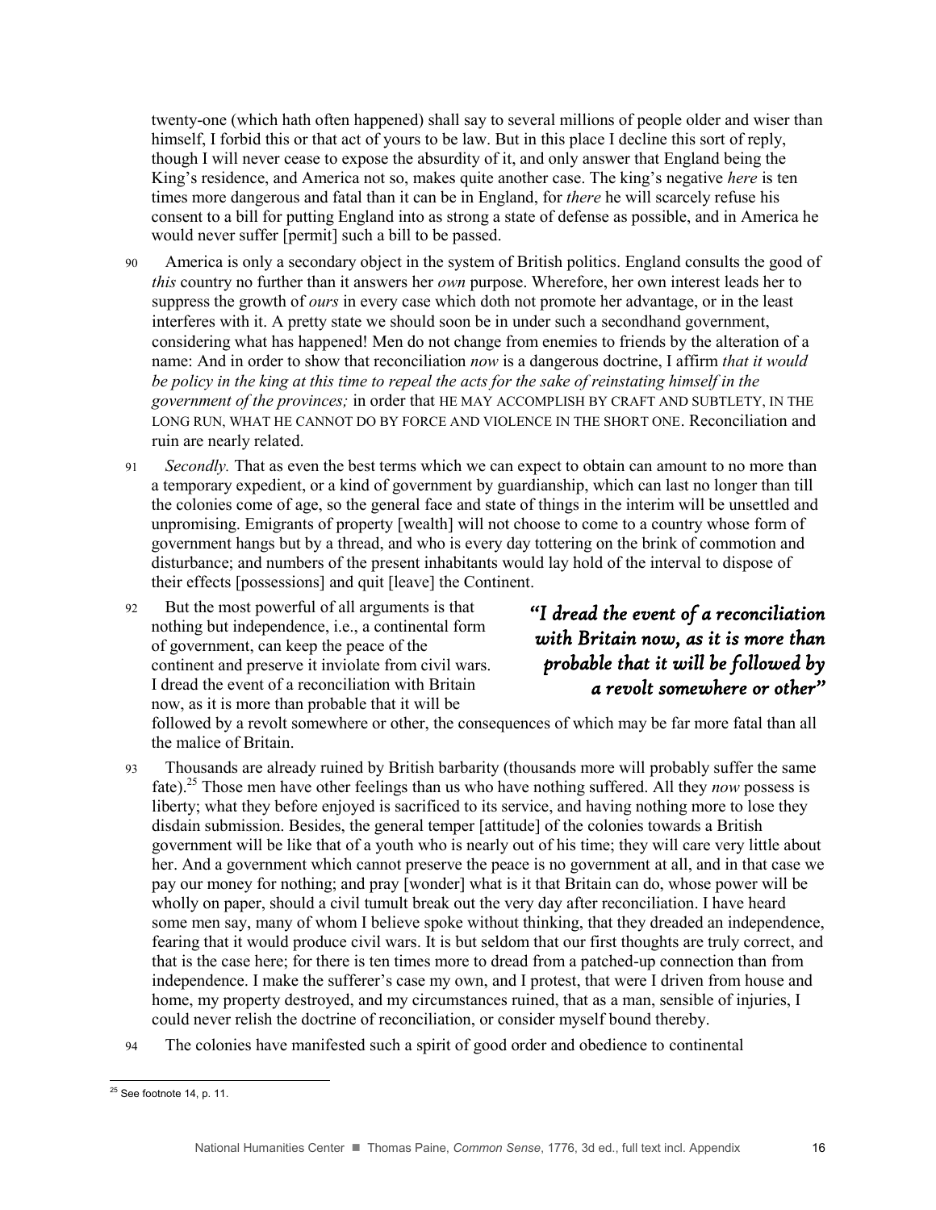twenty-one (which hath often happened) shall say to several millions of people older and wiser than himself, I forbid this or that act of yours to be law. But in this place I decline this sort of reply, though I will never cease to expose the absurdity of it, and only answer that England being the King's residence, and America not so, makes quite another case. The king's negative *here* is ten times more dangerous and fatal than it can be in England, for *there* he will scarcely refuse his consent to a bill for putting England into as strong a state of defense as possible, and in America he would never suffer [permit] such a bill to be passed.

90 America is only a secondary object in the system of British politics. England consults the good of *this* country no further than it answers her *own* purpose. Wherefore, her own interest leads her to suppress the growth of *ours* in every case which doth not promote her advantage, or in the least interferes with it. A pretty state we should soon be in under such a secondhand government, considering what has happened! Men do not change from enemies to friends by the alteration of a name: And in order to show that reconciliation *now* is a dangerous doctrine, I affirm *that it would be policy in the king at this time to repeal the acts for the sake of reinstating himself in the government of the provinces;* in order that HE MAY ACCOMPLISH BY CRAFT AND SUBTLETY, IN THE LONG RUN, WHAT HE CANNOT DO BY FORCE AND VIOLENCE IN THE SHORT ONE. Reconciliation and ruin are nearly related.

91 *Secondly.* That as even the best terms which we can expect to obtain can amount to no more than a temporary expedient, or a kind of government by guardianship, which can last no longer than till the colonies come of age, so the general face and state of things in the interim will be unsettled and unpromising. Emigrants of property [wealth] will not choose to come to a country whose form of government hangs but by a thread, and who is every day tottering on the brink of commotion and disturbance; and numbers of the present inhabitants would lay hold of the interval to dispose of their effects [possessions] and quit [leave] the Continent.

92 But the most powerful of all arguments is that nothing but independence, i.e., a continental form of government, can keep the peace of the continent and preserve it inviolate from civil wars. I dread the event of a reconciliation with Britain now, as it is more than probable that it will be followed by a revolt somewhere or other, the consequences of which may be far more fatal than all the malice of Britain.

*"I dread the event of a reconciliation with Britain now, as it is more than probable that it will be followed by a revolt somewhere or other"*

93 Thousands are already ruined by British barbarity (thousands more will probably suffer the same fate).[25] Those men have other feelings than us who have nothing suffered. All they *now* possess is liberty; what they before enjoyed is sacrificed to its service, and having nothing more to lose they disdain submission. Besides, the general temper [attitude] of the colonies towards a British government will be like that of a youth who is nearly out of his time; they will care very little about her. And a government which cannot preserve the peace is no government at all, and in that case we pay our money for nothing; and pray [wonder] what is it that Britain can do, whose power will be wholly on paper, should a civil tumult break out the very day after reconciliation. I have heard some men say, many of whom I believe spoke without thinking, that they dreaded an independence, fearing that it would produce civil wars. It is but seldom that our first thoughts are truly correct, and that is the case here; for there is ten times more to dread from a patched-up connection than from independence. I make the sufferer's case my own, and I protest, that were I driven from house and home, my property destroyed, and my circumstances ruined, that as a man, sensible of injuries, I could never relish the doctrine of reconciliation, or consider myself bound thereby.

94 The colonies have manifested such a spirit of good order and obedience to continental

[25] See footnote 14, p. 11.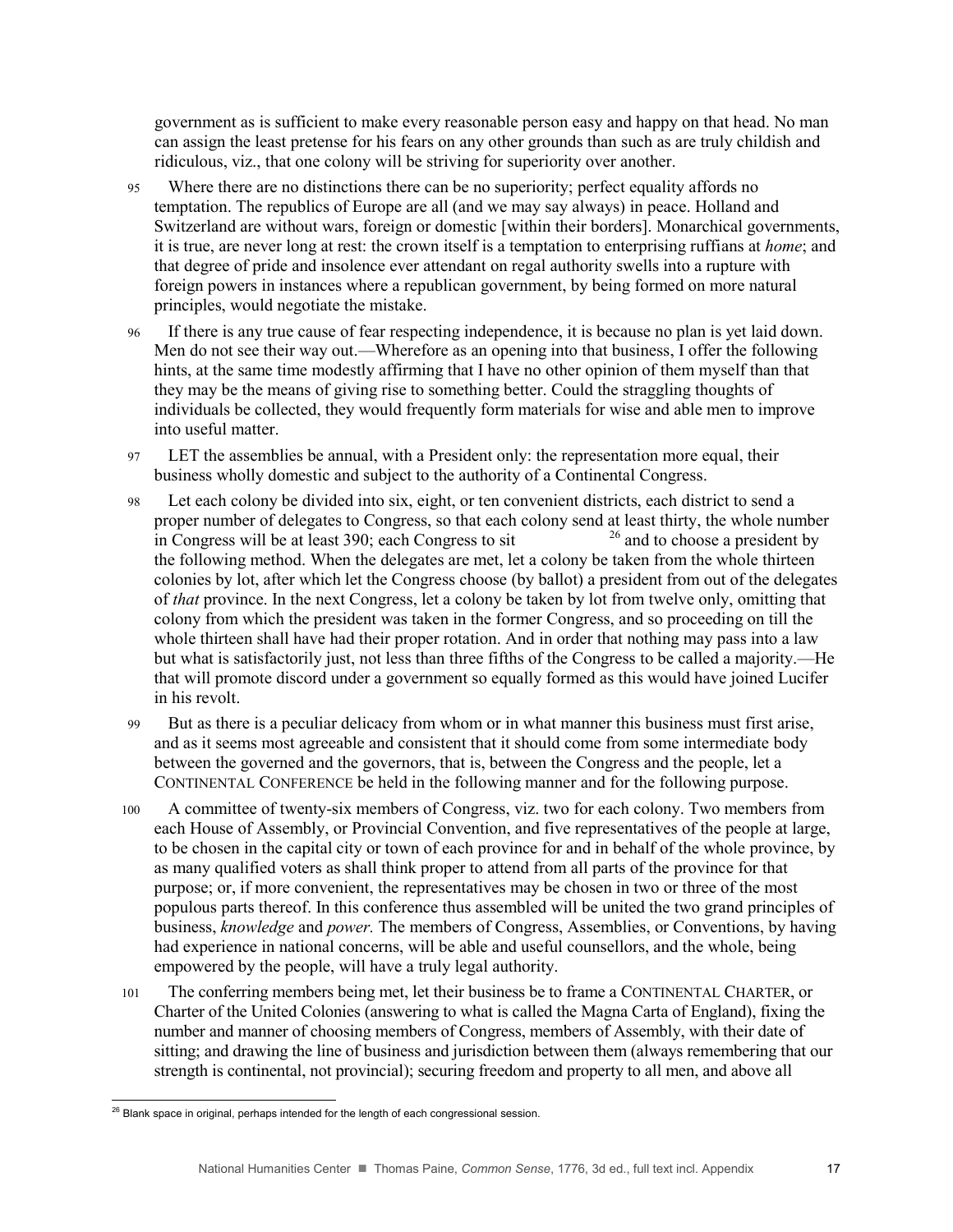government as is sufficient to make every reasonable person easy and happy on that head. No man can assign the least pretense for his fears on any other grounds than such as are truly childish and ridiculous, viz., that one colony will be striving for superiority over another.

95 Where there are no distinctions there can be no superiority; perfect equality affords no temptation. The republics of Europe are all (and we may say always) in peace. Holland and Switzerland are without wars, foreign or domestic [within their borders]. Monarchical governments, it is true, are never long at rest: the crown itself is a temptation to enterprising ruffians at *home*; and that degree of pride and insolence ever attendant on regal authority swells into a rupture with foreign powers in instances where a republican government, by being formed on more natural principles, would negotiate the mistake.

96 If there is any true cause of fear respecting independence, it is because no plan is yet laid down. Men do not see their way out.—Wherefore as an opening into that business, I offer the following hints, at the same time modestly affirming that I have no other opinion of them myself than that they may be the means of giving rise to something better. Could the straggling thoughts of individuals be collected, they would frequently form materials for wise and able men to improve into useful matter.

97 LET the assemblies be annual, with a President only: the representation more equal, their business wholly domestic and subject to the authority of a Continental Congress.

98 Let each colony be divided into six, eight, or ten convenient districts, each district to send a proper number of delegates to Congress, so that each colony send at least thirty, the whole number in Congress will be at least 390; each Congress to sit [26] and to choose a president by the following method. When the delegates are met, let a colony be taken from the whole thirteen colonies by lot, after which let the Congress choose (by ballot) a president from out of the delegates of *that* province. In the next Congress, let a colony be taken by lot from twelve only, omitting that colony from which the president was taken in the former Congress, and so proceeding on till the whole thirteen shall have had their proper rotation. And in order that nothing may pass into a law but what is satisfactorily just, not less than three fifths of the Congress to be called a majority.—He that will promote discord under a government so equally formed as this would have joined Lucifer in his revolt.

99 But as there is a peculiar delicacy from whom or in what manner this business must first arise, and as it seems most agreeable and consistent that it should come from some intermediate body between the governed and the governors, that is, between the Congress and the people, let a CONTINENTAL CONFERENCE be held in the following manner and for the following purpose.

100 A committee of twenty-six members of Congress, viz. two for each colony. Two members from each House of Assembly, or Provincial Convention, and five representatives of the people at large, to be chosen in the capital city or town of each province for and in behalf of the whole province, by as many qualified voters as shall think proper to attend from all parts of the province for that purpose; or, if more convenient, the representatives may be chosen in two or three of the most populous parts thereof. In this conference thus assembled will be united the two grand principles of business, *knowledge* and *power.* The members of Congress, Assemblies, or Conventions, by having had experience in national concerns, will be able and useful counsellors, and the whole, being empowered by the people, will have a truly legal authority.

101 The conferring members being met, let their business be to frame a CONTINENTAL CHARTER, or Charter of the United Colonies (answering to what is called the Magna Carta of England), fixing the number and manner of choosing members of Congress, members of Assembly, with their date of sitting; and drawing the line of business and jurisdiction between them (always remembering that our strength is continental, not provincial); securing freedom and property to all men, and above all

[26] Blank space in original, perhaps intended for the length of each congressional session.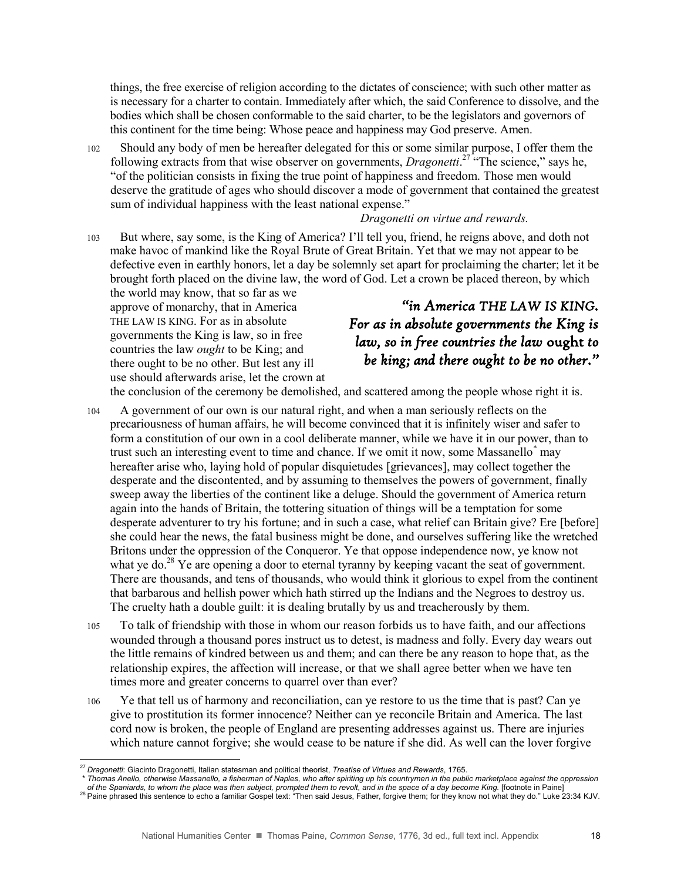things, the free exercise of religion according to the dictates of conscience; with such other matter as is necessary for a charter to contain. Immediately after which, the said Conference to dissolve, and the bodies which shall be chosen conformable to the said charter, to be the legislators and governors of this continent for the time being: Whose peace and happiness may God preserve. Amen.

102 Should any body of men be hereafter delegated for this or some similar purpose, I offer them the following extracts from that wise observer on governments, *Dragonetti*.[27] "The science," says he, "of the politician consists in fixing the true point of happiness and freedom. Those men would deserve the gratitude of ages who should discover a mode of government that contained the greatest sum of individual happiness with the least national expense."

*Dragonetti on virtue and rewards.*

103 But where, say some, is the King of America? I'll tell you, friend, he reigns above, and doth not make havoc of mankind like the Royal Brute of Great Britain. Yet that we may not appear to be defective even in earthly honors, let a day be solemnly set apart for proclaiming the charter; let it be brought forth placed on the divine law, the word of God. Let a crown be placed thereon, by which the world may know, that so far as we approve of monarchy, that in America THE LAW IS KING. For as in absolute governments the King is law, so in free countries the law *ought* to be King; and there ought to be no other. But lest any ill use should afterwards arise, let the crown at the conclusion of the ceremony be demolished, and scattered among the people whose right it is.

> ***"in America THE LAW IS KING. For as in absolute governments the King is law, so in free countries the law* ought *to be king; and there ought to be no other."***

104 A government of our own is our natural right, and when a man seriously reflects on the precariousness of human affairs, he will become convinced that it is infinitely wiser and safer to form a constitution of our own in a cool deliberate manner, while we have it in our power, than to trust such an interesting event to time and chance. If we omit it now, some Massanello* may hereafter arise who, laying hold of popular disquietudes [grievances], may collect together the desperate and the discontented, and by assuming to themselves the powers of government, finally sweep away the liberties of the continent like a deluge. Should the government of America return again into the hands of Britain, the tottering situation of things will be a temptation for some desperate adventurer to try his fortune; and in such a case, what relief can Britain give? Ere [before] she could hear the news, the fatal business might be done, and ourselves suffering like the wretched Britons under the oppression of the Conqueror. Ye that oppose independence now, ye know not what ye do.[28] Ye are opening a door to eternal tyranny by keeping vacant the seat of government. There are thousands, and tens of thousands, who would think it glorious to expel from the continent that barbarous and hellish power which hath stirred up the Indians and the Negroes to destroy us. The cruelty hath a double guilt: it is dealing brutally by us and treacherously by them.

105 To talk of friendship with those in whom our reason forbids us to have faith, and our affections wounded through a thousand pores instruct us to detest, is madness and folly. Every day wears out the little remains of kindred between us and them; and can there be any reason to hope that, as the relationship expires, the affection will increase, or that we shall agree better when we have ten times more and greater concerns to quarrel over than ever?

106 Ye that tell us of harmony and reconciliation, can ye restore to us the time that is past? Can ye give to prostitution its former innocence? Neither can ye reconcile Britain and America. The last cord now is broken, the people of England are presenting addresses against us. There are injuries which nature cannot forgive; she would cease to be nature if she did. As well can the lover forgive

---

[27] *Dragonetti*: Giacinto Dragonetti, Italian statesman and political theorist, *Treatise of Virtues and Rewards*, 1765.

\* *Thomas Anello, otherwise Massanello, a fisherman of Naples, who after spiriting up his countrymen in the public marketplace against the oppression of the Spaniards, to whom the place was then subject, prompted them to revolt, and in the space of a day become King.* [footnote in Paine]

[28] Paine phrased this sentence to echo a familiar Gospel text: "Then said Jesus, Father, forgive them; for they know not what they do." Luke 23:34 KJV.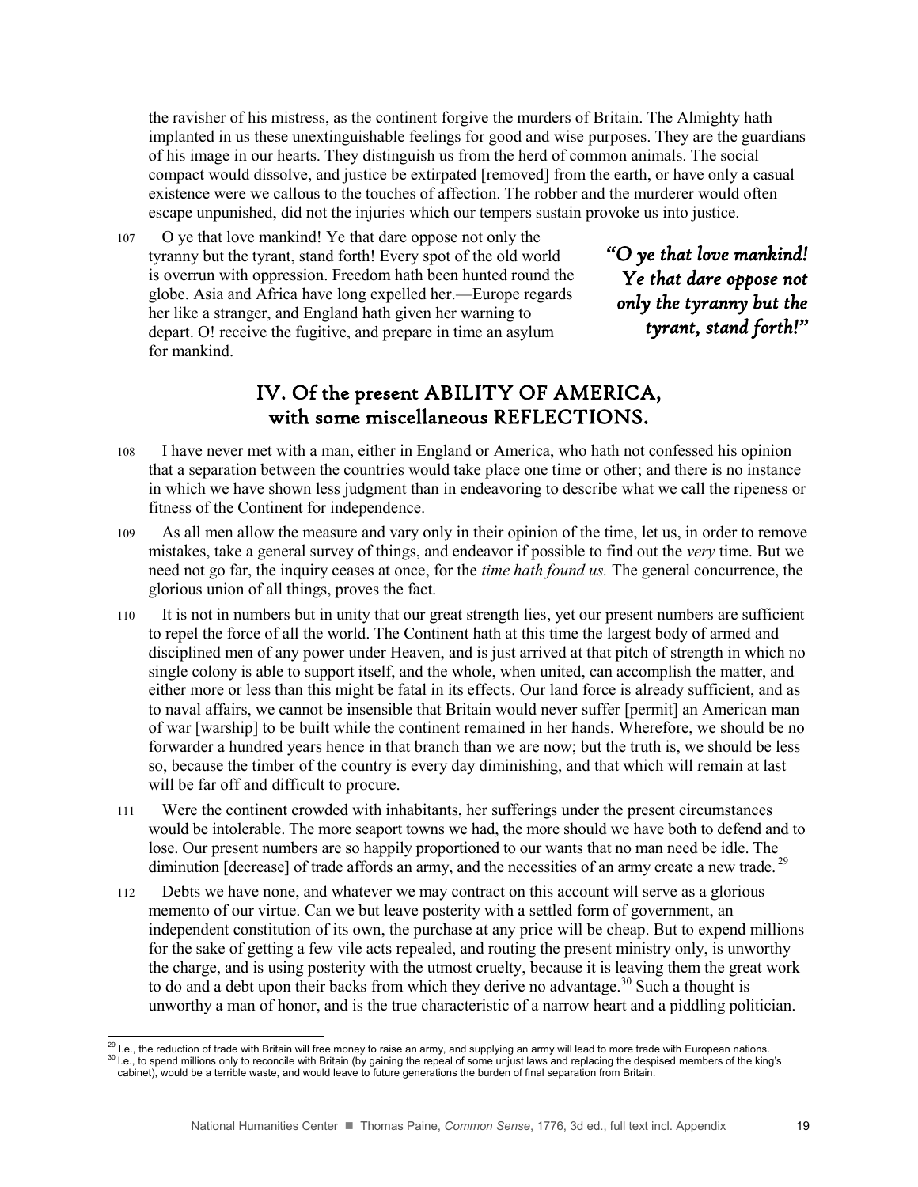the ravisher of his mistress, as the continent forgive the murders of Britain. The Almighty hath implanted in us these unextinguishable feelings for good and wise purposes. They are the guardians of his image in our hearts. They distinguish us from the herd of common animals. The social compact would dissolve, and justice be extirpated [removed] from the earth, or have only a casual existence were we callous to the touches of affection. The robber and the murderer would often escape unpunished, did not the injuries which our tempers sustain provoke us into justice.

107 O ye that love mankind! Ye that dare oppose not only the tyranny but the tyrant, stand forth! Every spot of the old world is overrun with oppression. Freedom hath been hunted round the globe. Asia and Africa have long expelled her.—Europe regards her like a stranger, and England hath given her warning to depart. O! receive the fugitive, and prepare in time an asylum for mankind.

> ***"O ye that love mankind! Ye that dare oppose not only the tyranny but the tyrant, stand forth!"***

## IV. Of the present ABILITY OF AMERICA, with some miscellaneous REFLECTIONS.

108 I have never met with a man, either in England or America, who hath not confessed his opinion that a separation between the countries would take place one time or other; and there is no instance in which we have shown less judgment than in endeavoring to describe what we call the ripeness or fitness of the Continent for independence.

109 As all men allow the measure and vary only in their opinion of the time, let us, in order to remove mistakes, take a general survey of things, and endeavor if possible to find out the *very* time. But we need not go far, the inquiry ceases at once, for the *time hath found us.* The general concurrence, the glorious union of all things, proves the fact.

110 It is not in numbers but in unity that our great strength lies, yet our present numbers are sufficient to repel the force of all the world. The Continent hath at this time the largest body of armed and disciplined men of any power under Heaven, and is just arrived at that pitch of strength in which no single colony is able to support itself, and the whole, when united, can accomplish the matter, and either more or less than this might be fatal in its effects. Our land force is already sufficient, and as to naval affairs, we cannot be insensible that Britain would never suffer [permit] an American man of war [warship] to be built while the continent remained in her hands. Wherefore, we should be no forwarder a hundred years hence in that branch than we are now; but the truth is, we should be less so, because the timber of the country is every day diminishing, and that which will remain at last will be far off and difficult to procure.

111 Were the continent crowded with inhabitants, her sufferings under the present circumstances would be intolerable. The more seaport towns we had, the more should we have both to defend and to lose. Our present numbers are so happily proportioned to our wants that no man need be idle. The diminution [decrease] of trade affords an army, and the necessities of an army create a new trade.[29]

112 Debts we have none, and whatever we may contract on this account will serve as a glorious memento of our virtue. Can we but leave posterity with a settled form of government, an independent constitution of its own, the purchase at any price will be cheap. But to expend millions for the sake of getting a few vile acts repealed, and routing the present ministry only, is unworthy the charge, and is using posterity with the utmost cruelty, because it is leaving them the great work to do and a debt upon their backs from which they derive no advantage.[30] Such a thought is unworthy a man of honor, and is the true characteristic of a narrow heart and a piddling politician.

---

[29] I.e., the reduction of trade with Britain will free money to raise an army, and supplying an army will lead to more trade with European nations.

[30] I.e., to spend millions only to reconcile with Britain (by gaining the repeal of some unjust laws and replacing the despised members of the king's cabinet), would be a terrible waste, and would leave to future generations the burden of final separation from Britain.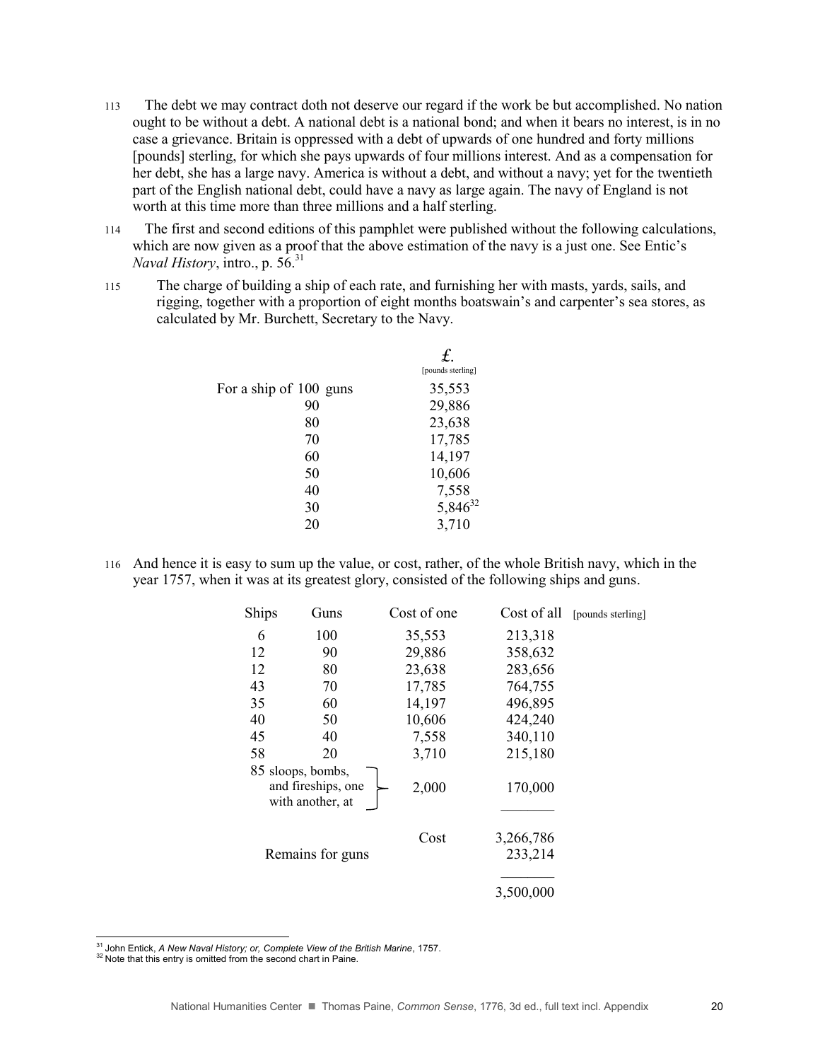113 The debt we may contract doth not deserve our regard if the work be but accomplished. No nation ought to be without a debt. A national debt is a national bond; and when it bears no interest, is in no case a grievance. Britain is oppressed with a debt of upwards of one hundred and forty millions [pounds] sterling, for which she pays upwards of four millions interest. And as a compensation for her debt, she has a large navy. America is without a debt, and without a navy; yet for the twentieth part of the English national debt, could have a navy as large again. The navy of England is not worth at this time more than three millions and a half sterling.

114 The first and second editions of this pamphlet were published without the following calculations, which are now given as a proof that the above estimation of the navy is a just one. See Entic's *Naval History*, intro., p. 56.[31]

115 The charge of building a ship of each rate, and furnishing her with masts, yards, sails, and rigging, together with a proportion of eight months boatswain's and carpenter's sea stores, as calculated by Mr. Burchett, Secretary to the Navy.

| | £. [pounds sterling] |
|---|---|
| For a ship of 100 guns | 35,553 |
| 90 | 29,886 |
| 80 | 23,638 |
| 70 | 17,785 |
| 60 | 14,197 |
| 50 | 10,606 |
| 40 | 7,558 |
| 30 | 5,846[32] |
| 20 | 3,710 |

116 And hence it is easy to sum up the value, or cost, rather, of the whole British navy, which in the year 1757, when it was at its greatest glory, consisted of the following ships and guns.

| Ships | Guns | Cost of one | Cost of all [pounds sterling] |
|---|---|---|---|
| 6 | 100 | 35,553 | 213,318 |
| 12 | 90 | 29,886 | 358,632 |
| 12 | 80 | 23,638 | 283,656 |
| 43 | 70 | 17,785 | 764,755 |
| 35 | 60 | 14,197 | 496,895 |
| 40 | 50 | 10,606 | 424,240 |
| 45 | 40 | 7,558 | 340,110 |
| 58 | 20 | 3,710 | 215,180 |
| 85 sloops, bombs, and fireships, one with another, at | | 2,000 | 170,000 |
| | | Cost | 3,266,786 |
| Remains for guns | | | 233,214 |
| | | | 3,500,000 |

[31] John Entick, *A New Naval History; or, Complete View of the British Marine*, 1757.

[32] Note that this entry is omitted from the second chart in Paine.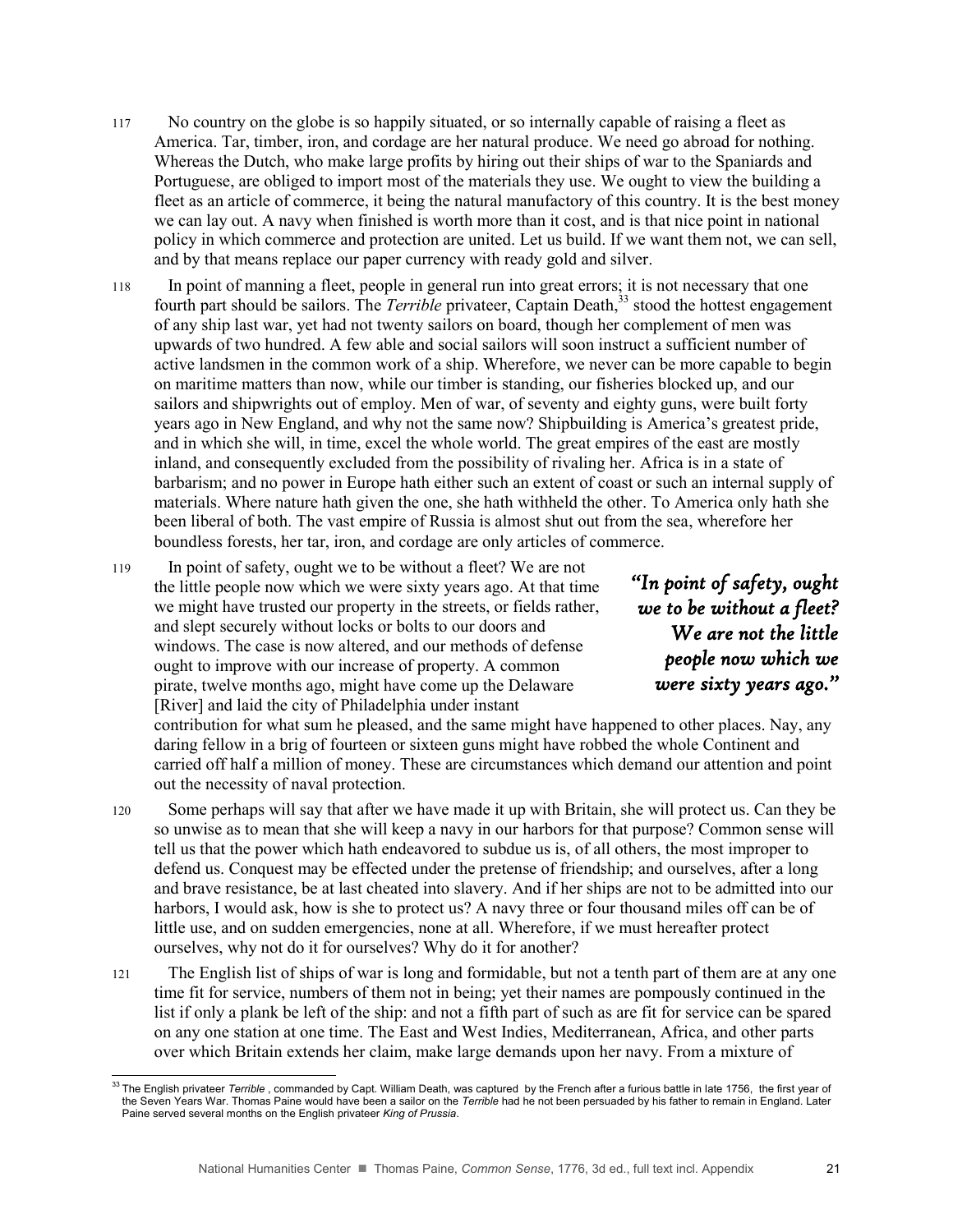117 No country on the globe is so happily situated, or so internally capable of raising a fleet as America. Tar, timber, iron, and cordage are her natural produce. We need go abroad for nothing. Whereas the Dutch, who make large profits by hiring out their ships of war to the Spaniards and Portuguese, are obliged to import most of the materials they use. We ought to view the building a fleet as an article of commerce, it being the natural manufactory of this country. It is the best money we can lay out. A navy when finished is worth more than it cost, and is that nice point in national policy in which commerce and protection are united. Let us build. If we want them not, we can sell, and by that means replace our paper currency with ready gold and silver.

118 In point of manning a fleet, people in general run into great errors; it is not necessary that one fourth part should be sailors. The *Terrible* privateer, Captain Death,[33] stood the hottest engagement of any ship last war, yet had not twenty sailors on board, though her complement of men was upwards of two hundred. A few able and social sailors will soon instruct a sufficient number of active landsmen in the common work of a ship. Wherefore, we never can be more capable to begin on maritime matters than now, while our timber is standing, our fisheries blocked up, and our sailors and shipwrights out of employ. Men of war, of seventy and eighty guns, were built forty years ago in New England, and why not the same now? Shipbuilding is America's greatest pride, and in which she will, in time, excel the whole world. The great empires of the east are mostly inland, and consequently excluded from the possibility of rivaling her. Africa is in a state of barbarism; and no power in Europe hath either such an extent of coast or such an internal supply of materials. Where nature hath given the one, she hath withheld the other. To America only hath she been liberal of both. The vast empire of Russia is almost shut out from the sea, wherefore her boundless forests, her tar, iron, and cordage are only articles of commerce.

119 In point of safety, ought we to be without a fleet? We are not the little people now which we were sixty years ago. At that time we might have trusted our property in the streets, or fields rather, and slept securely without locks or bolts to our doors and windows. The case is now altered, and our methods of defense ought to improve with our increase of property. A common pirate, twelve months ago, might have come up the Delaware [River] and laid the city of Philadelphia under instant contribution for what sum he pleased, and the same might have happened to other places. Nay, any daring fellow in a brig of fourteen or sixteen guns might have robbed the whole Continent and carried off half a million of money. These are circumstances which demand our attention and point out the necessity of naval protection.

> ***"In point of safety, ought we to be without a fleet? We are not the little people now which we were sixty years ago."***

120 Some perhaps will say that after we have made it up with Britain, she will protect us. Can they be so unwise as to mean that she will keep a navy in our harbors for that purpose? Common sense will tell us that the power which hath endeavored to subdue us is, of all others, the most improper to defend us. Conquest may be effected under the pretense of friendship; and ourselves, after a long and brave resistance, be at last cheated into slavery. And if her ships are not to be admitted into our harbors, I would ask, how is she to protect us? A navy three or four thousand miles off can be of little use, and on sudden emergencies, none at all. Wherefore, if we must hereafter protect ourselves, why not do it for ourselves? Why do it for another?

121 The English list of ships of war is long and formidable, but not a tenth part of them are at any one time fit for service, numbers of them not in being; yet their names are pompously continued in the list if only a plank be left of the ship: and not a fifth part of such as are fit for service can be spared on any one station at one time. The East and West Indies, Mediterranean, Africa, and other parts over which Britain extends her claim, make large demands upon her navy. From a mixture of

---

[33] The English privateer *Terrible* , commanded by Capt. William Death, was captured by the French after a furious battle in late 1756, the first year of the Seven Years War. Thomas Paine would have been a sailor on the *Terrible* had he not been persuaded by his father to remain in England. Later Paine served several months on the English privateer *King of Prussia*.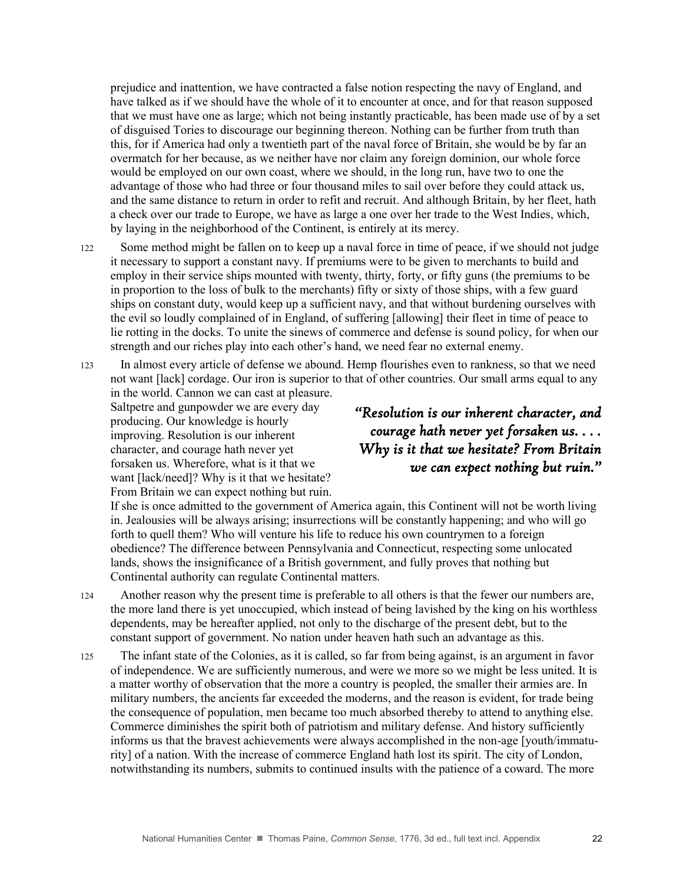prejudice and inattention, we have contracted a false notion respecting the navy of England, and have talked as if we should have the whole of it to encounter at once, and for that reason supposed that we must have one as large; which not being instantly practicable, has been made use of by a set of disguised Tories to discourage our beginning thereon. Nothing can be further from truth than this, for if America had only a twentieth part of the naval force of Britain, she would be by far an overmatch for her because, as we neither have nor claim any foreign dominion, our whole force would be employed on our own coast, where we should, in the long run, have two to one the advantage of those who had three or four thousand miles to sail over before they could attack us, and the same distance to return in order to refit and recruit. And although Britain, by her fleet, hath a check over our trade to Europe, we have as large a one over her trade to the West Indies, which, by laying in the neighborhood of the Continent, is entirely at its mercy.

122 Some method might be fallen on to keep up a naval force in time of peace, if we should not judge it necessary to support a constant navy. If premiums were to be given to merchants to build and employ in their service ships mounted with twenty, thirty, forty, or fifty guns (the premiums to be in proportion to the loss of bulk to the merchants) fifty or sixty of those ships, with a few guard ships on constant duty, would keep up a sufficient navy, and that without burdening ourselves with the evil so loudly complained of in England, of suffering [allowing] their fleet in time of peace to lie rotting in the docks. To unite the sinews of commerce and defense is sound policy, for when our strength and our riches play into each other's hand, we need fear no external enemy.

123 In almost every article of defense we abound. Hemp flourishes even to rankness, so that we need not want [lack] cordage. Our iron is superior to that of other countries. Our small arms equal to any in the world. Cannon we can cast at pleasure. Saltpetre and gunpowder we are every day producing. Our knowledge is hourly improving. Resolution is our inherent character, and courage hath never yet forsaken us. Wherefore, what is it that we want [lack/need]? Why is it that we hesitate? From Britain we can expect nothing but ruin. If she is once admitted to the government of America again, this Continent will not be worth living in. Jealousies will be always arising; insurrections will be constantly happening; and who will go forth to quell them? Who will venture his life to reduce his own countrymen to a foreign obedience? The difference between Pennsylvania and Connecticut, respecting some unlocated lands, shows the insignificance of a British government, and fully proves that nothing but Continental authority can regulate Continental matters.

> ***"Resolution is our inherent character, and courage hath never yet forsaken us. . . . Why is it that we hesitate? From Britain we can expect nothing but ruin."***

124 Another reason why the present time is preferable to all others is that the fewer our numbers are, the more land there is yet unoccupied, which instead of being lavished by the king on his worthless dependents, may be hereafter applied, not only to the discharge of the present debt, but to the constant support of government. No nation under heaven hath such an advantage as this.

125 The infant state of the Colonies, as it is called, so far from being against, is an argument in favor of independence. We are sufficiently numerous, and were we more so we might be less united. It is a matter worthy of observation that the more a country is peopled, the smaller their armies are. In military numbers, the ancients far exceeded the moderns, and the reason is evident, for trade being the consequence of population, men became too much absorbed thereby to attend to anything else. Commerce diminishes the spirit both of patriotism and military defense. And history sufficiently informs us that the bravest achievements were always accomplished in the non-age [youth/immaturity] of a nation. With the increase of commerce England hath lost its spirit. The city of London, notwithstanding its numbers, submits to continued insults with the patience of a coward. The more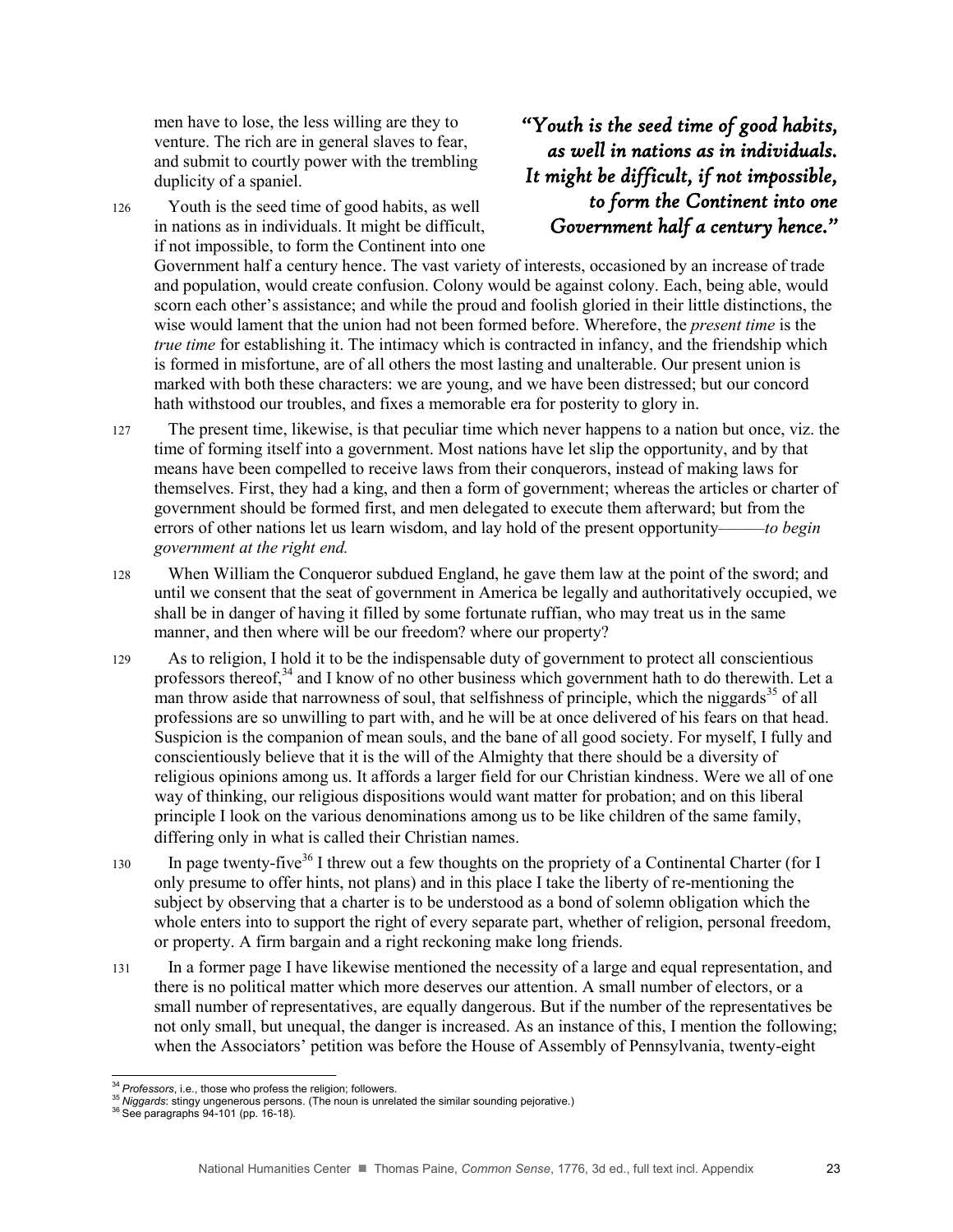men have to lose, the less willing are they to venture. The rich are in general slaves to fear, and submit to courtly power with the trembling duplicity of a spaniel.

*"Youth is the seed time of good habits, as well in nations as in individuals. It might be difficult, if not impossible, to form the Continent into one Government half a century hence."*

126 Youth is the seed time of good habits, as well in nations as in individuals. It might be difficult, if not impossible, to form the Continent into one Government half a century hence. The vast variety of interests, occasioned by an increase of trade and population, would create confusion. Colony would be against colony. Each, being able, would scorn each other's assistance; and while the proud and foolish gloried in their little distinctions, the wise would lament that the union had not been formed before. Wherefore, the *present time* is the *true time* for establishing it. The intimacy which is contracted in infancy, and the friendship which is formed in misfortune, are of all others the most lasting and unalterable. Our present union is marked with both these characters: we are young, and we have been distressed; but our concord hath withstood our troubles, and fixes a memorable era for posterity to glory in.

127 The present time, likewise, is that peculiar time which never happens to a nation but once, viz. the time of forming itself into a government. Most nations have let slip the opportunity, and by that means have been compelled to receive laws from their conquerors, instead of making laws for themselves. First, they had a king, and then a form of government; whereas the articles or charter of government should be formed first, and men delegated to execute them afterward; but from the errors of other nations let us learn wisdom, and lay hold of the present opportunity———*to begin government at the right end.*

128 When William the Conqueror subdued England, he gave them law at the point of the sword; and until we consent that the seat of government in America be legally and authoritatively occupied, we shall be in danger of having it filled by some fortunate ruffian, who may treat us in the same manner, and then where will be our freedom? where our property?

129 As to religion, I hold it to be the indispensable duty of government to protect all conscientious professors thereof,[34] and I know of no other business which government hath to do therewith. Let a man throw aside that narrowness of soul, that selfishness of principle, which the niggards[35] of all professions are so unwilling to part with, and he will be at once delivered of his fears on that head. Suspicion is the companion of mean souls, and the bane of all good society. For myself, I fully and conscientiously believe that it is the will of the Almighty that there should be a diversity of religious opinions among us. It affords a larger field for our Christian kindness. Were we all of one way of thinking, our religious dispositions would want matter for probation; and on this liberal principle I look on the various denominations among us to be like children of the same family, differing only in what is called their Christian names.

130 In page twenty-five[36] I threw out a few thoughts on the propriety of a Continental Charter (for I only presume to offer hints, not plans) and in this place I take the liberty of re-mentioning the subject by observing that a charter is to be understood as a bond of solemn obligation which the whole enters into to support the right of every separate part, whether of religion, personal freedom, or property. A firm bargain and a right reckoning make long friends.

131 In a former page I have likewise mentioned the necessity of a large and equal representation, and there is no political matter which more deserves our attention. A small number of electors, or a small number of representatives, are equally dangerous. But if the number of the representatives be not only small, but unequal, the danger is increased. As an instance of this, I mention the following; when the Associators' petition was before the House of Assembly of Pennsylvania, twenty-eight

---

[34] *Professors*, i.e., those who profess the religion; followers.

[35] *Niggards*: stingy ungenerous persons. (The noun is unrelated the similar sounding pejorative.)

[36] See paragraphs 94-101 (pp. 16-18).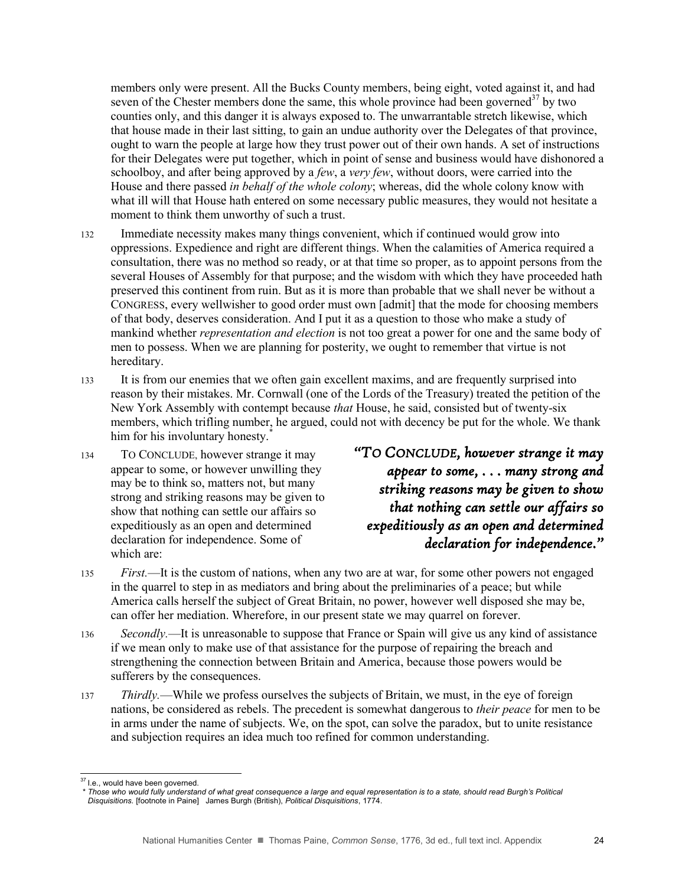members only were present. All the Bucks County members, being eight, voted against it, and had seven of the Chester members done the same, this whole province had been governed[37] by two counties only, and this danger it is always exposed to. The unwarrantable stretch likewise, which that house made in their last sitting, to gain an undue authority over the Delegates of that province, ought to warn the people at large how they trust power out of their own hands. A set of instructions for their Delegates were put together, which in point of sense and business would have dishonored a schoolboy, and after being approved by a *few*, a *very few*, without doors, were carried into the House and there passed *in behalf of the whole colony*; whereas, did the whole colony know with what ill will that House hath entered on some necessary public measures, they would not hesitate a moment to think them unworthy of such a trust.

132 Immediate necessity makes many things convenient, which if continued would grow into oppressions. Expedience and right are different things. When the calamities of America required a consultation, there was no method so ready, or at that time so proper, as to appoint persons from the several Houses of Assembly for that purpose; and the wisdom with which they have proceeded hath preserved this continent from ruin. But as it is more than probable that we shall never be without a CONGRESS, every wellwisher to good order must own [admit] that the mode for choosing members of that body, deserves consideration. And I put it as a question to those who make a study of mankind whether *representation and election* is not too great a power for one and the same body of men to possess. When we are planning for posterity, we ought to remember that virtue is not hereditary.

133 It is from our enemies that we often gain excellent maxims, and are frequently surprised into reason by their mistakes. Mr. Cornwall (one of the Lords of the Treasury) treated the petition of the New York Assembly with contempt because *that* House, he said, consisted but of twenty-six members, which trifling number, he argued, could not with decency be put for the whole. We thank him for his involuntary honesty.*

134 TO CONCLUDE, however strange it may appear to some, or however unwilling they may be to think so, matters not, but many strong and striking reasons may be given to show that nothing can settle our affairs so expeditiously as an open and determined declaration for independence. Some of which are:

> ***"TO CONCLUDE, however strange it may appear to some, . . . many strong and striking reasons may be given to show that nothing can settle our affairs so expeditiously as an open and determined declaration for independence."***

135 *First.*—It is the custom of nations, when any two are at war, for some other powers not engaged in the quarrel to step in as mediators and bring about the preliminaries of a peace; but while America calls herself the subject of Great Britain, no power, however well disposed she may be, can offer her mediation. Wherefore, in our present state we may quarrel on forever.

136 *Secondly.*—It is unreasonable to suppose that France or Spain will give us any kind of assistance if we mean only to make use of that assistance for the purpose of repairing the breach and strengthening the connection between Britain and America, because those powers would be sufferers by the consequences.

137 *Thirdly.*—While we profess ourselves the subjects of Britain, we must, in the eye of foreign nations, be considered as rebels. The precedent is somewhat dangerous to *their peace* for men to be in arms under the name of subjects. We, on the spot, can solve the paradox, but to unite resistance and subjection requires an idea much too refined for common understanding.

---

[37] I.e., would have been governed.

\* *Those who would fully understand of what great consequence a large and equal representation is to a state, should read Burgh's Political Disquisitions.* [footnote in Paine] James Burgh (British), *Political Disquisitions*, 1774.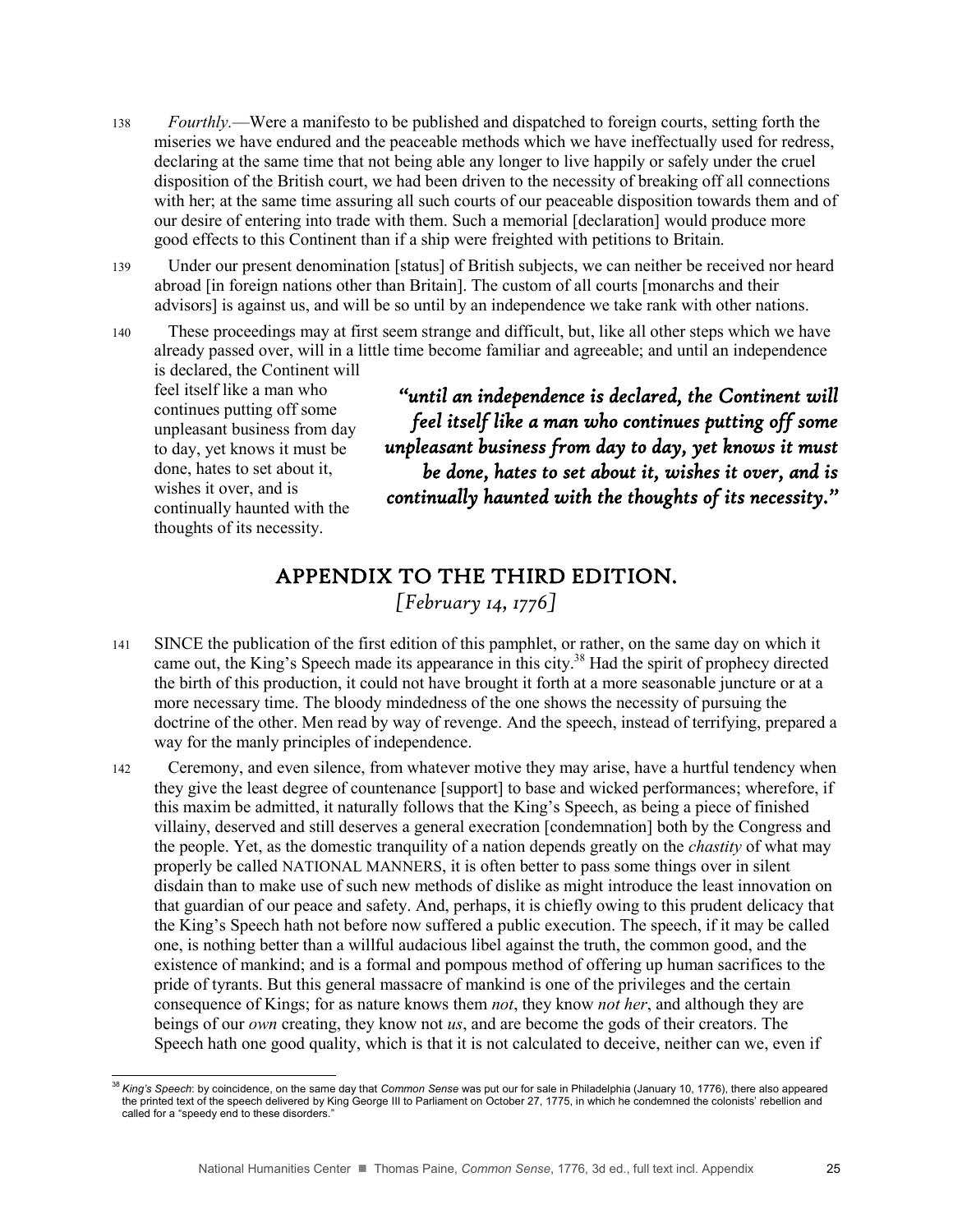138 *Fourthly.*—Were a manifesto to be published and dispatched to foreign courts, setting forth the miseries we have endured and the peaceable methods which we have ineffectually used for redress, declaring at the same time that not being able any longer to live happily or safely under the cruel disposition of the British court, we had been driven to the necessity of breaking off all connections with her; at the same time assuring all such courts of our peaceable disposition towards them and of our desire of entering into trade with them. Such a memorial [declaration] would produce more good effects to this Continent than if a ship were freighted with petitions to Britain.

139 Under our present denomination [status] of British subjects, we can neither be received nor heard abroad [in foreign nations other than Britain]. The custom of all courts [monarchs and their advisors] is against us, and will be so until by an independence we take rank with other nations.

140 These proceedings may at first seem strange and difficult, but, like all other steps which we have already passed over, will in a little time become familiar and agreeable; and until an independence is declared, the Continent will feel itself like a man who continues putting off some unpleasant business from day to day, yet knows it must be done, hates to set about it, wishes it over, and is continually haunted with the thoughts of its necessity.

> ***"until an independence is declared, the Continent will feel itself like a man who continues putting off some unpleasant business from day to day, yet knows it must be done, hates to set about it, wishes it over, and is continually haunted with the thoughts of its necessity."***

## APPENDIX TO THE THIRD EDITION.

*[February 14, 1776]*

141 SINCE the publication of the first edition of this pamphlet, or rather, on the same day on which it came out, the King's Speech made its appearance in this city.[38] Had the spirit of prophecy directed the birth of this production, it could not have brought it forth at a more seasonable juncture or at a more necessary time. The bloody mindedness of the one shows the necessity of pursuing the doctrine of the other. Men read by way of revenge. And the speech, instead of terrifying, prepared a way for the manly principles of independence.

142 Ceremony, and even silence, from whatever motive they may arise, have a hurtful tendency when they give the least degree of countenance [support] to base and wicked performances; wherefore, if this maxim be admitted, it naturally follows that the King's Speech, as being a piece of finished villainy, deserved and still deserves a general execration [condemnation] both by the Congress and the people. Yet, as the domestic tranquility of a nation depends greatly on the *chastity* of what may properly be called NATIONAL MANNERS, it is often better to pass some things over in silent disdain than to make use of such new methods of dislike as might introduce the least innovation on that guardian of our peace and safety. And, perhaps, it is chiefly owing to this prudent delicacy that the King's Speech hath not before now suffered a public execution. The speech, if it may be called one, is nothing better than a willful audacious libel against the truth, the common good, and the existence of mankind; and is a formal and pompous method of offering up human sacrifices to the pride of tyrants. But this general massacre of mankind is one of the privileges and the certain consequence of Kings; for as nature knows them *not*, they know *not her*, and although they are beings of our *own* creating, they know not *us*, and are become the gods of their creators. The Speech hath one good quality, which is that it is not calculated to deceive, neither can we, even if

---

[38] *King's Speech*: by coincidence, on the same day that *Common Sense* was put our for sale in Philadelphia (January 10, 1776), there also appeared the printed text of the speech delivered by King George III to Parliament on October 27, 1775, in which he condemned the colonists' rebellion and called for a "speedy end to these disorders."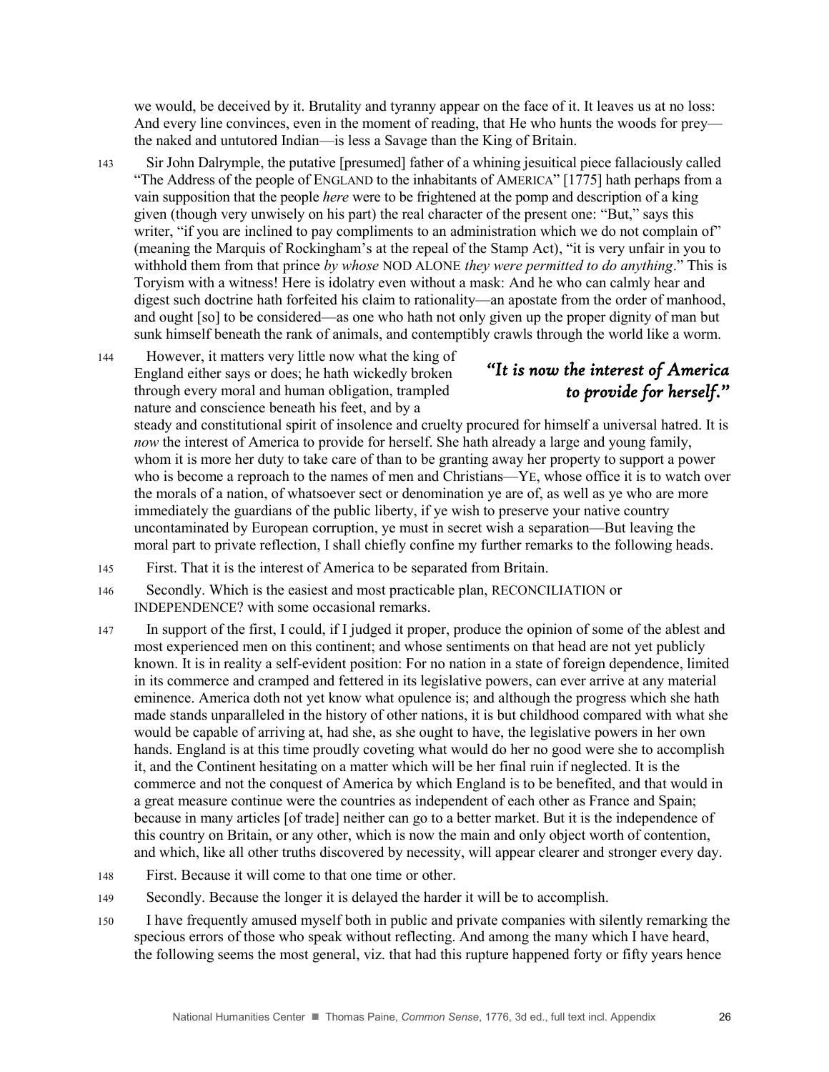we would, be deceived by it. Brutality and tyranny appear on the face of it. It leaves us at no loss: And every line convinces, even in the moment of reading, that He who hunts the woods for prey—the naked and untutored Indian—is less a Savage than the King of Britain.

143 Sir John Dalrymple, the putative [presumed] father of a whining jesuitical piece fallaciously called "The Address of the people of ENGLAND to the inhabitants of AMERICA" [1775] hath perhaps from a vain supposition that the people *here* were to be frightened at the pomp and description of a king given (though very unwisely on his part) the real character of the present one: "But," says this writer, "if you are inclined to pay compliments to an administration which we do not complain of" (meaning the Marquis of Rockingham's at the repeal of the Stamp Act), "it is very unfair in you to withhold them from that prince *by whose* NOD ALONE *they were permitted to do anything*." This is Toryism with a witness! Here is idolatry even without a mask: And he who can calmly hear and digest such doctrine hath forfeited his claim to rationality—an apostate from the order of manhood, and ought [so] to be considered—as one who hath not only given up the proper dignity of man but sunk himself beneath the rank of animals, and contemptibly crawls through the world like a worm.

144 However, it matters very little now what the king of England either says or does; he hath wickedly broken through every moral and human obligation, trampled nature and conscience beneath his feet, and by a steady and constitutional spirit of insolence and cruelty procured for himself a universal hatred. It is *now* the interest of America to provide for herself. She hath already a large and young family, whom it is more her duty to take care of than to be granting away her property to support a power who is become a reproach to the names of men and Christians—YE, whose office it is to watch over the morals of a nation, of whatsoever sect or denomination ye are of, as well as ye who are more immediately the guardians of the public liberty, if ye wish to preserve your native country uncontaminated by European corruption, ye must in secret wish a separation—But leaving the moral part to private reflection, I shall chiefly confine my further remarks to the following heads.

*"It is now the interest of America to provide for herself."*

145 First. That it is the interest of America to be separated from Britain.

146 Secondly. Which is the easiest and most practicable plan, RECONCILIATION or INDEPENDENCE? with some occasional remarks.

147 In support of the first, I could, if I judged it proper, produce the opinion of some of the ablest and most experienced men on this continent; and whose sentiments on that head are not yet publicly known. It is in reality a self-evident position: For no nation in a state of foreign dependence, limited in its commerce and cramped and fettered in its legislative powers, can ever arrive at any material eminence. America doth not yet know what opulence is; and although the progress which she hath made stands unparalleled in the history of other nations, it is but childhood compared with what she would be capable of arriving at, had she, as she ought to have, the legislative powers in her own hands. England is at this time proudly coveting what would do her no good were she to accomplish it, and the Continent hesitating on a matter which will be her final ruin if neglected. It is the commerce and not the conquest of America by which England is to be benefited, and that would in a great measure continue were the countries as independent of each other as France and Spain; because in many articles [of trade] neither can go to a better market. But it is the independence of this country on Britain, or any other, which is now the main and only object worth of contention, and which, like all other truths discovered by necessity, will appear clearer and stronger every day.

148 First. Because it will come to that one time or other.

149 Secondly. Because the longer it is delayed the harder it will be to accomplish.

150 I have frequently amused myself both in public and private companies with silently remarking the specious errors of those who speak without reflecting. And among the many which I have heard, the following seems the most general, viz. that had this rupture happened forty or fifty years hence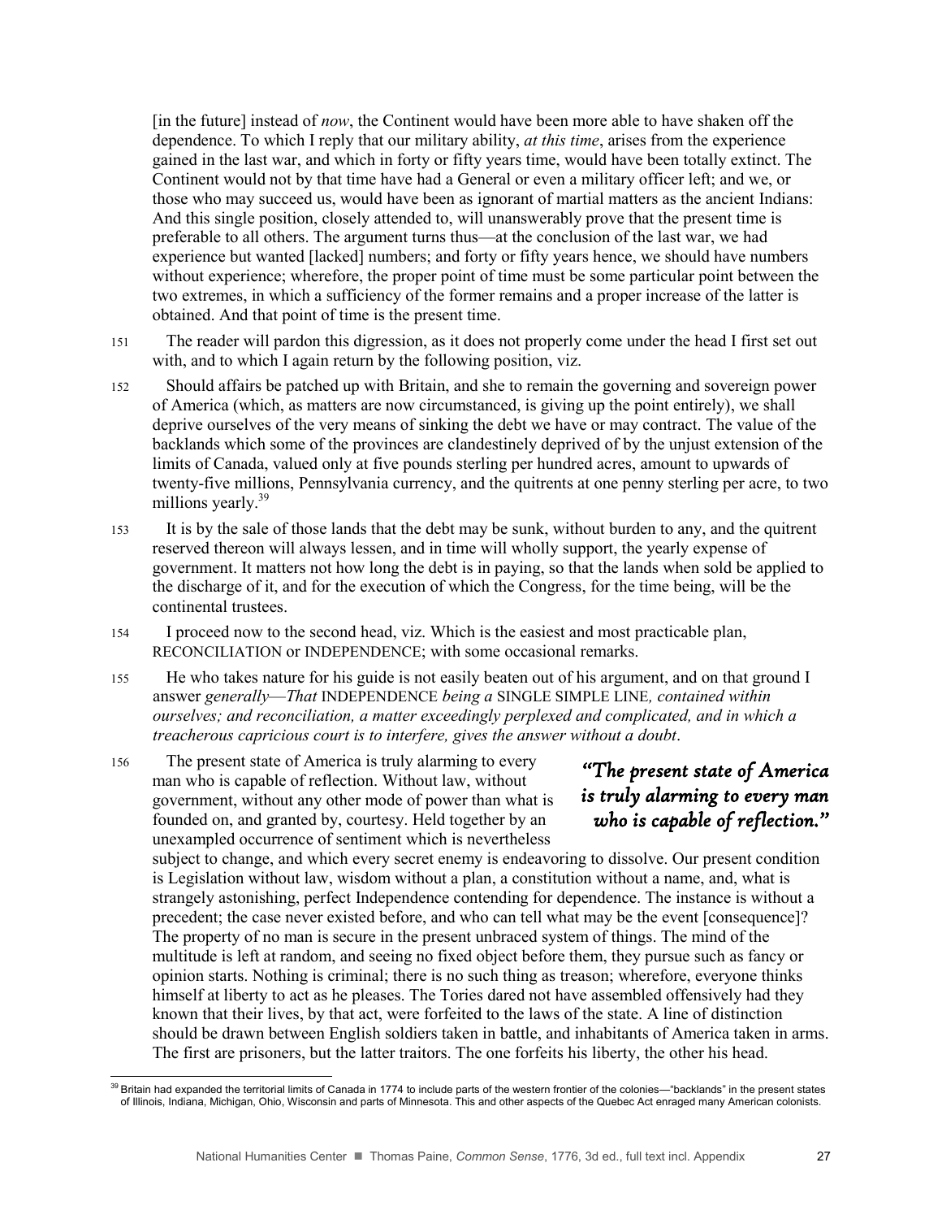[in the future] instead of *now*, the Continent would have been more able to have shaken off the dependence. To which I reply that our military ability, *at this time*, arises from the experience gained in the last war, and which in forty or fifty years time, would have been totally extinct. The Continent would not by that time have had a General or even a military officer left; and we, or those who may succeed us, would have been as ignorant of martial matters as the ancient Indians: And this single position, closely attended to, will unanswerably prove that the present time is preferable to all others. The argument turns thus—at the conclusion of the last war, we had experience but wanted [lacked] numbers; and forty or fifty years hence, we should have numbers without experience; wherefore, the proper point of time must be some particular point between the two extremes, in which a sufficiency of the former remains and a proper increase of the latter is obtained. And that point of time is the present time.

151 The reader will pardon this digression, as it does not properly come under the head I first set out with, and to which I again return by the following position, viz.

152 Should affairs be patched up with Britain, and she to remain the governing and sovereign power of America (which, as matters are now circumstanced, is giving up the point entirely), we shall deprive ourselves of the very means of sinking the debt we have or may contract. The value of the backlands which some of the provinces are clandestinely deprived of by the unjust extension of the limits of Canada, valued only at five pounds sterling per hundred acres, amount to upwards of twenty-five millions, Pennsylvania currency, and the quitrents at one penny sterling per acre, to two millions yearly.[39]

153 It is by the sale of those lands that the debt may be sunk, without burden to any, and the quitrent reserved thereon will always lessen, and in time will wholly support, the yearly expense of government. It matters not how long the debt is in paying, so that the lands when sold be applied to the discharge of it, and for the execution of which the Congress, for the time being, will be the continental trustees.

154 I proceed now to the second head, viz. Which is the easiest and most practicable plan, RECONCILIATION or INDEPENDENCE; with some occasional remarks.

155 He who takes nature for his guide is not easily beaten out of his argument, and on that ground I answer *generally*—*That* INDEPENDENCE *being a* SINGLE SIMPLE LINE*, contained within ourselves; and reconciliation, a matter exceedingly perplexed and complicated, and in which a treacherous capricious court is to interfere, gives the answer without a doubt*.

156 The present state of America is truly alarming to every man who is capable of reflection. Without law, without government, without any other mode of power than what is founded on, and granted by, courtesy. Held together by an unexampled occurrence of sentiment which is nevertheless subject to change, and which every secret enemy is endeavoring to dissolve. Our present condition is Legislation without law, wisdom without a plan, a constitution without a name, and, what is strangely astonishing, perfect Independence contending for dependence. The instance is without a precedent; the case never existed before, and who can tell what may be the event [consequence]? The property of no man is secure in the present unbraced system of things. The mind of the multitude is left at random, and seeing no fixed object before them, they pursue such as fancy or opinion starts. Nothing is criminal; there is no such thing as treason; wherefore, everyone thinks himself at liberty to act as he pleases. The Tories dared not have assembled offensively had they known that their lives, by that act, were forfeited to the laws of the state. A line of distinction should be drawn between English soldiers taken in battle, and inhabitants of America taken in arms. The first are prisoners, but the latter traitors. The one forfeits his liberty, the other his head.

*"The present state of America is truly alarming to every man who is capable of reflection."*

---

[39] Britain had expanded the territorial limits of Canada in 1774 to include parts of the western frontier of the colonies—"backlands" in the present states of Illinois, Indiana, Michigan, Ohio, Wisconsin and parts of Minnesota. This and other aspects of the Quebec Act enraged many American colonists.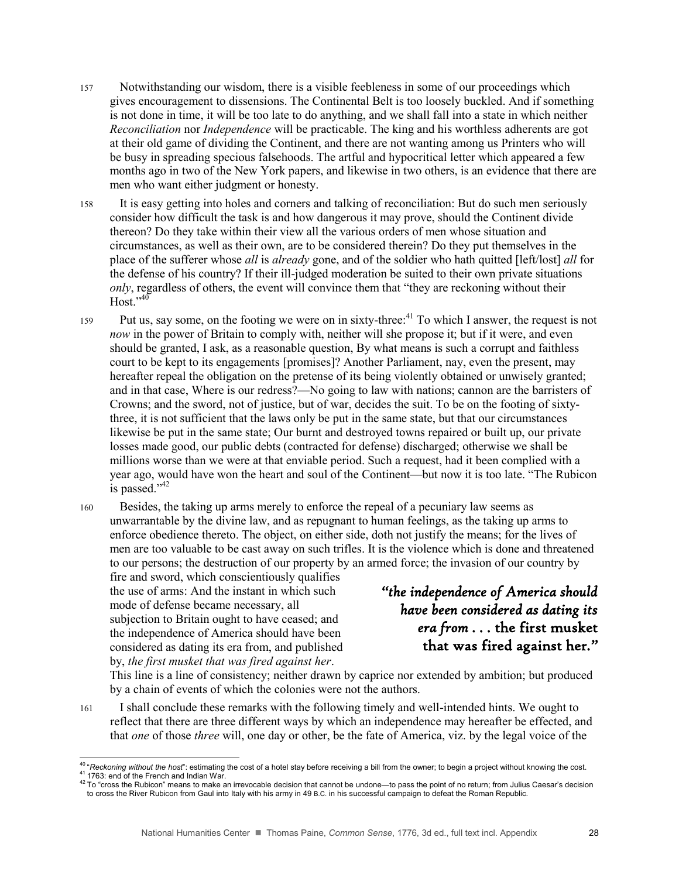157 Notwithstanding our wisdom, there is a visible feebleness in some of our proceedings which gives encouragement to dissensions. The Continental Belt is too loosely buckled. And if something is not done in time, it will be too late to do anything, and we shall fall into a state in which neither *Reconciliation* nor *Independence* will be practicable. The king and his worthless adherents are got at their old game of dividing the Continent, and there are not wanting among us Printers who will be busy in spreading specious falsehoods. The artful and hypocritical letter which appeared a few months ago in two of the New York papers, and likewise in two others, is an evidence that there are men who want either judgment or honesty.

158 It is easy getting into holes and corners and talking of reconciliation: But do such men seriously consider how difficult the task is and how dangerous it may prove, should the Continent divide thereon? Do they take within their view all the various orders of men whose situation and circumstances, as well as their own, are to be considered therein? Do they put themselves in the place of the sufferer whose *all* is *already* gone, and of the soldier who hath quitted [left/lost] *all* for the defense of his country? If their ill-judged moderation be suited to their own private situations *only*, regardless of others, the event will convince them that "they are reckoning without their Host."[40]

159 Put us, say some, on the footing we were on in sixty-three:[41] To which I answer, the request is not *now* in the power of Britain to comply with, neither will she propose it; but if it were, and even should be granted, I ask, as a reasonable question, By what means is such a corrupt and faithless court to be kept to its engagements [promises]? Another Parliament, nay, even the present, may hereafter repeal the obligation on the pretense of its being violently obtained or unwisely granted; and in that case, Where is our redress?—No going to law with nations; cannon are the barristers of Crowns; and the sword, not of justice, but of war, decides the suit. To be on the footing of sixty-three, it is not sufficient that the laws only be put in the same state, but that our circumstances likewise be put in the same state; Our burnt and destroyed towns repaired or built up, our private losses made good, our public debts (contracted for defense) discharged; otherwise we shall be millions worse than we were at that enviable period. Such a request, had it been complied with a year ago, would have won the heart and soul of the Continent—but now it is too late. "The Rubicon is passed."[42]

160 Besides, the taking up arms merely to enforce the repeal of a pecuniary law seems as unwarrantable by the divine law, and as repugnant to human feelings, as the taking up arms to enforce obedience thereto. The object, on either side, doth not justify the means; for the lives of men are too valuable to be cast away on such trifles. It is the violence which is done and threatened to our persons; the destruction of our property by an armed force; the invasion of our country by fire and sword, which conscientiously qualifies the use of arms: And the instant in which such mode of defense became necessary, all subjection to Britain ought to have ceased; and the independence of America should have been considered as dating its era from, and published by, *the first musket that was fired against her*. This line is a line of consistency; neither drawn by caprice nor extended by ambition; but produced by a chain of events of which the colonies were not the authors.

> *"the independence of America should have been considered as dating its era from . . .* **the first musket that was fired against her."**

161 I shall conclude these remarks with the following timely and well-intended hints. We ought to reflect that there are three different ways by which an independence may hereafter be effected, and that *one* of those *three* will, one day or other, be the fate of America, viz. by the legal voice of the

---

[40] "*Reckoning without the host*": estimating the cost of a hotel stay before receiving a bill from the owner; to begin a project without knowing the cost.

[41] 1763: end of the French and Indian War.

[42] To "cross the Rubicon" means to make an irrevocable decision that cannot be undone—to pass the point of no return; from Julius Caesar's decision to cross the River Rubicon from Gaul into Italy with his army in 49 B.C. in his successful campaign to defeat the Roman Republic.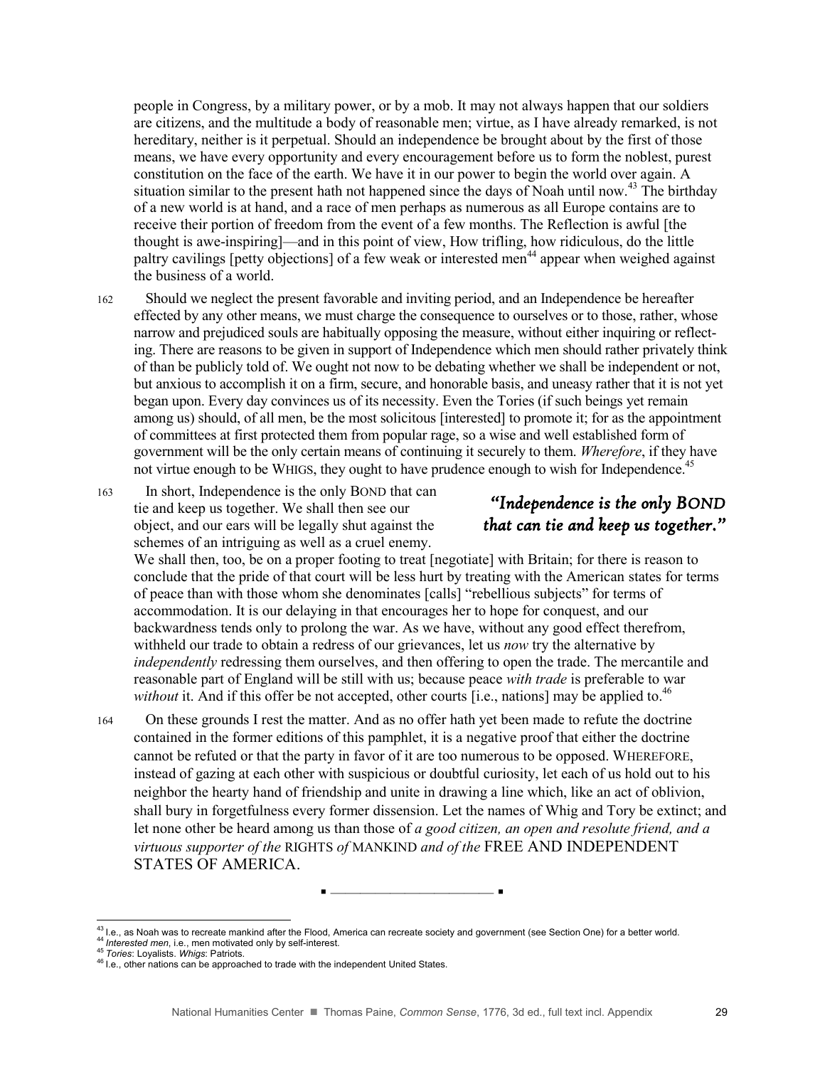people in Congress, by a military power, or by a mob. It may not always happen that our soldiers are citizens, and the multitude a body of reasonable men; virtue, as I have already remarked, is not hereditary, neither is it perpetual. Should an independence be brought about by the first of those means, we have every opportunity and every encouragement before us to form the noblest, purest constitution on the face of the earth. We have it in our power to begin the world over again. A situation similar to the present hath not happened since the days of Noah until now.[43] The birthday of a new world is at hand, and a race of men perhaps as numerous as all Europe contains are to receive their portion of freedom from the event of a few months. The Reflection is awful [the thought is awe-inspiring]—and in this point of view, How trifling, how ridiculous, do the little paltry cavilings [petty objections] of a few weak or interested men[44] appear when weighed against the business of a world.

162 Should we neglect the present favorable and inviting period, and an Independence be hereafter effected by any other means, we must charge the consequence to ourselves or to those, rather, whose narrow and prejudiced souls are habitually opposing the measure, without either inquiring or reflecting. There are reasons to be given in support of Independence which men should rather privately think of than be publicly told of. We ought not now to be debating whether we shall be independent or not, but anxious to accomplish it on a firm, secure, and honorable basis, and uneasy rather that it is not yet began upon. Every day convinces us of its necessity. Even the Tories (if such beings yet remain among us) should, of all men, be the most solicitous [interested] to promote it; for as the appointment of committees at first protected them from popular rage, so a wise and well established form of government will be the only certain means of continuing it securely to them. *Wherefore*, if they have not virtue enough to be WHIGS, they ought to have prudence enough to wish for Independence.[45]

163 In short, Independence is the only BOND that can tie and keep us together. We shall then see our object, and our ears will be legally shut against the schemes of an intriguing as well as a cruel enemy. We shall then, too, be on a proper footing to treat [negotiate] with Britain; for there is reason to conclude that the pride of that court will be less hurt by treating with the American states for terms of peace than with those whom she denominates [calls] "rebellious subjects" for terms of accommodation. It is our delaying in that encourages her to hope for conquest, and our backwardness tends only to prolong the war. As we have, without any good effect therefrom, withheld our trade to obtain a redress of our grievances, let us *now* try the alternative by *independently* redressing them ourselves, and then offering to open the trade. The mercantile and reasonable part of England will be still with us; because peace *with trade* is preferable to war *without* it. And if this offer be not accepted, other courts [i.e., nations] may be applied to.[46]

***"Independence is the only BOND that can tie and keep us together."***

164 On these grounds I rest the matter. And as no offer hath yet been made to refute the doctrine contained in the former editions of this pamphlet, it is a negative proof that either the doctrine cannot be refuted or that the party in favor of it are too numerous to be opposed. WHEREFORE, instead of gazing at each other with suspicious or doubtful curiosity, let each of us hold out to his neighbor the hearty hand of friendship and unite in drawing a line which, like an act of oblivion, shall bury in forgetfulness every former dissension. Let the names of Whig and Tory be extinct; and let none other be heard among us than those of *a good citizen, an open and resolute friend, and a virtuous supporter of the* RIGHTS *of* MANKIND *and of the* FREE AND INDEPENDENT STATES OF AMERICA.

---

[43] I.e., as Noah was to recreate mankind after the Flood, America can recreate society and government (see Section One) for a better world.
[44] *Interested men*, i.e., men motivated only by self-interest.
[45] *Tories*: Loyalists. *Whigs*: Patriots.
[46] I.e., other nations can be approached to trade with the independent United States.